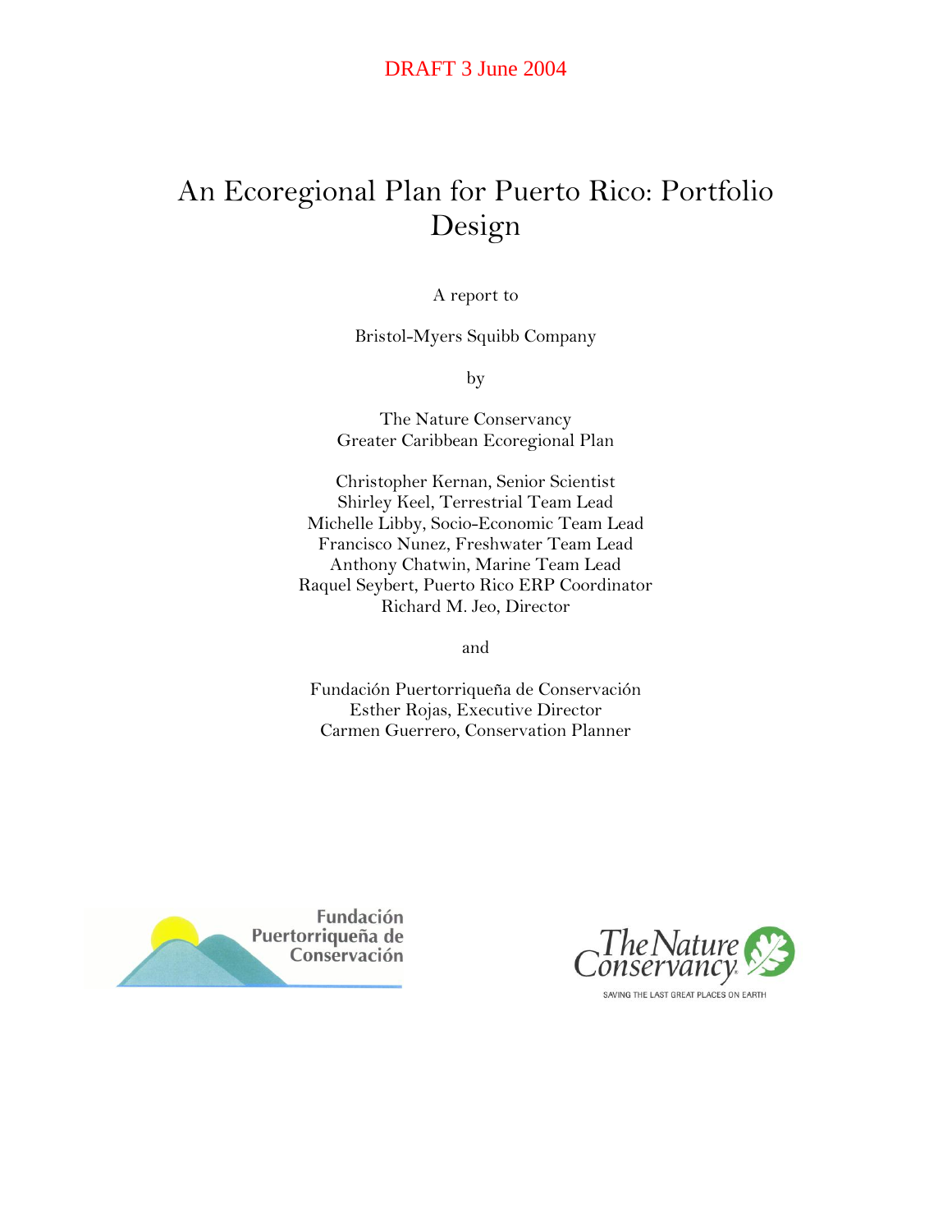DRAFT 3 June 2004

# An Ecoregional Plan for Puerto Rico: Portfolio Design

A report to

Bristol-Myers Squibb Company

by

The Nature Conservancy
Greater Caribbean Ecoregional Plan

Christopher Kernan, Senior Scientist
Shirley Keel, Terrestrial Team Lead
Michelle Libby, Socio-Economic Team Lead
Francisco Nunez, Freshwater Team Lead
Anthony Chatwin, Marine Team Lead
Raquel Seybert, Puerto Rico ERP Coordinator
Richard M. Jeo, Director

and

Fundación Puertorriqueña de Conservación
Esther Rojas, Executive Director
Carmen Guerrero, Conservation Planner

Fundación Puertorriqueña de Conservación

The Nature Conservancy
SAVING THE LAST GREAT PLACES ON EARTH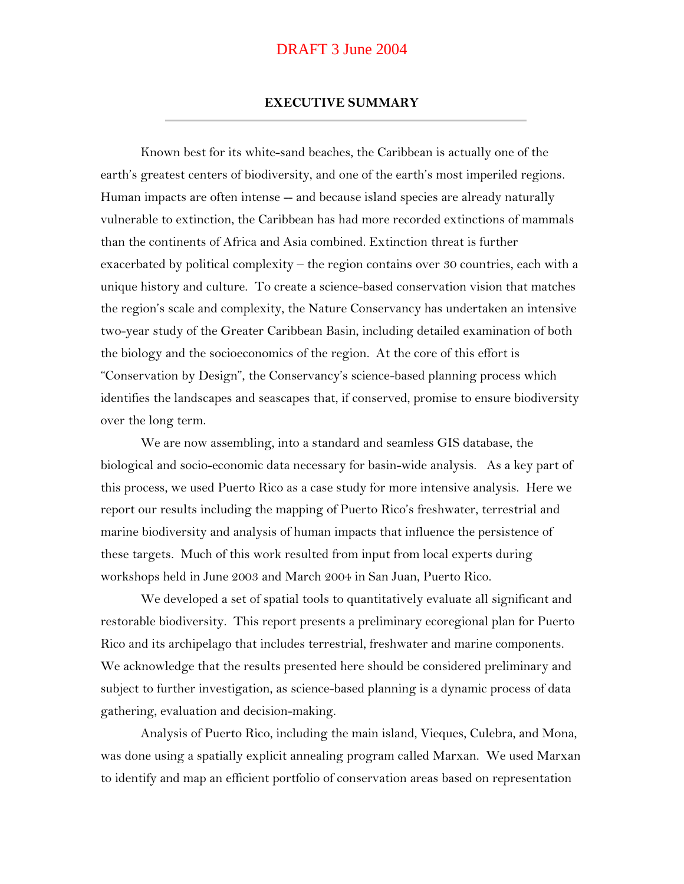DRAFT 3 June 2004

## EXECUTIVE SUMMARY

Known best for its white-sand beaches, the Caribbean is actually one of the earth's greatest centers of biodiversity, and one of the earth's most imperiled regions. Human impacts are often intense -- and because island species are already naturally vulnerable to extinction, the Caribbean has had more recorded extinctions of mammals than the continents of Africa and Asia combined. Extinction threat is further exacerbated by political complexity – the region contains over 30 countries, each with a unique history and culture. To create a science-based conservation vision that matches the region's scale and complexity, the Nature Conservancy has undertaken an intensive two-year study of the Greater Caribbean Basin, including detailed examination of both the biology and the socioeconomics of the region. At the core of this effort is "Conservation by Design", the Conservancy's science-based planning process which identifies the landscapes and seascapes that, if conserved, promise to ensure biodiversity over the long term.

We are now assembling, into a standard and seamless GIS database, the biological and socio-economic data necessary for basin-wide analysis. As a key part of this process, we used Puerto Rico as a case study for more intensive analysis. Here we report our results including the mapping of Puerto Rico's freshwater, terrestrial and marine biodiversity and analysis of human impacts that influence the persistence of these targets. Much of this work resulted from input from local experts during workshops held in June 2003 and March 2004 in San Juan, Puerto Rico.

We developed a set of spatial tools to quantitatively evaluate all significant and restorable biodiversity. This report presents a preliminary ecoregional plan for Puerto Rico and its archipelago that includes terrestrial, freshwater and marine components. We acknowledge that the results presented here should be considered preliminary and subject to further investigation, as science-based planning is a dynamic process of data gathering, evaluation and decision-making.

Analysis of Puerto Rico, including the main island, Vieques, Culebra, and Mona, was done using a spatially explicit annealing program called Marxan. We used Marxan to identify and map an efficient portfolio of conservation areas based on representation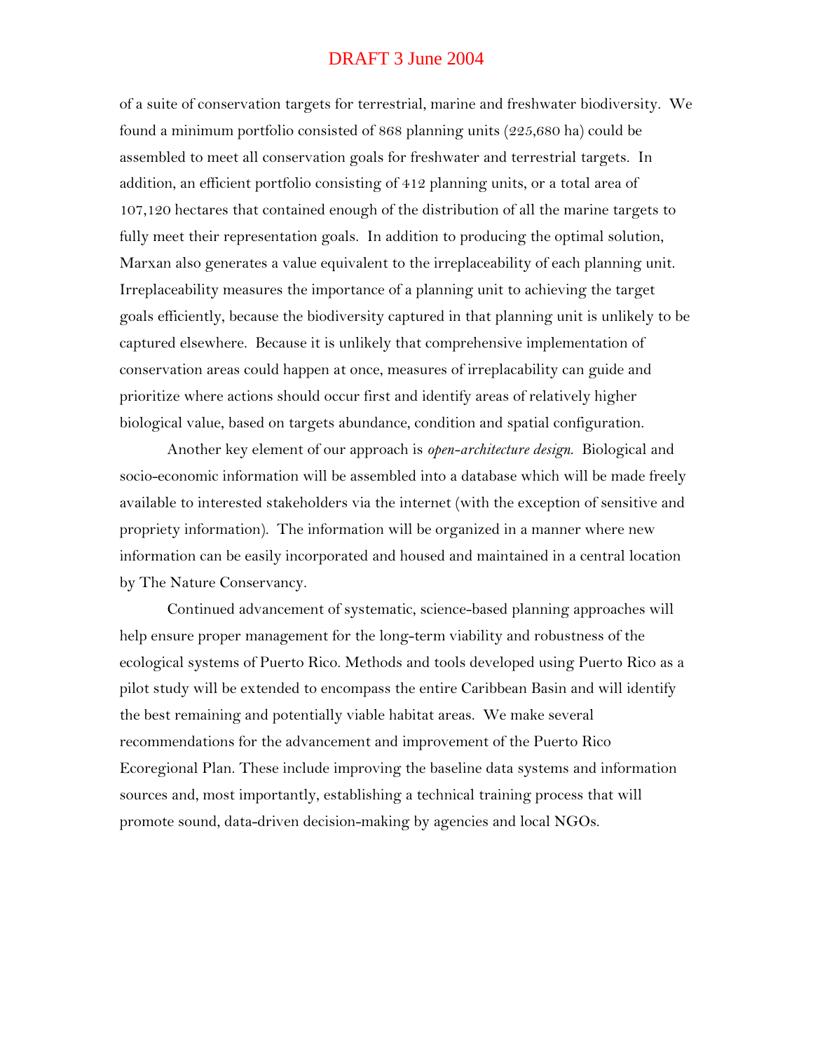of a suite of conservation targets for terrestrial, marine and freshwater biodiversity. We found a minimum portfolio consisted of 868 planning units (225,680 ha) could be assembled to meet all conservation goals for freshwater and terrestrial targets. In addition, an efficient portfolio consisting of 412 planning units, or a total area of 107,120 hectares that contained enough of the distribution of all the marine targets to fully meet their representation goals. In addition to producing the optimal solution, Marxan also generates a value equivalent to the irreplaceability of each planning unit. Irreplaceability measures the importance of a planning unit to achieving the target goals efficiently, because the biodiversity captured in that planning unit is unlikely to be captured elsewhere. Because it is unlikely that comprehensive implementation of conservation areas could happen at once, measures of irreplacability can guide and prioritize where actions should occur first and identify areas of relatively higher biological value, based on targets abundance, condition and spatial configuration.

Another key element of our approach is *open-architecture design*. Biological and socio-economic information will be assembled into a database which will be made freely available to interested stakeholders via the internet (with the exception of sensitive and propriety information). The information will be organized in a manner where new information can be easily incorporated and housed and maintained in a central location by The Nature Conservancy.

Continued advancement of systematic, science-based planning approaches will help ensure proper management for the long-term viability and robustness of the ecological systems of Puerto Rico. Methods and tools developed using Puerto Rico as a pilot study will be extended to encompass the entire Caribbean Basin and will identify the best remaining and potentially viable habitat areas. We make several recommendations for the advancement and improvement of the Puerto Rico Ecoregional Plan. These include improving the baseline data systems and information sources and, most importantly, establishing a technical training process that will promote sound, data-driven decision-making by agencies and local NGOs.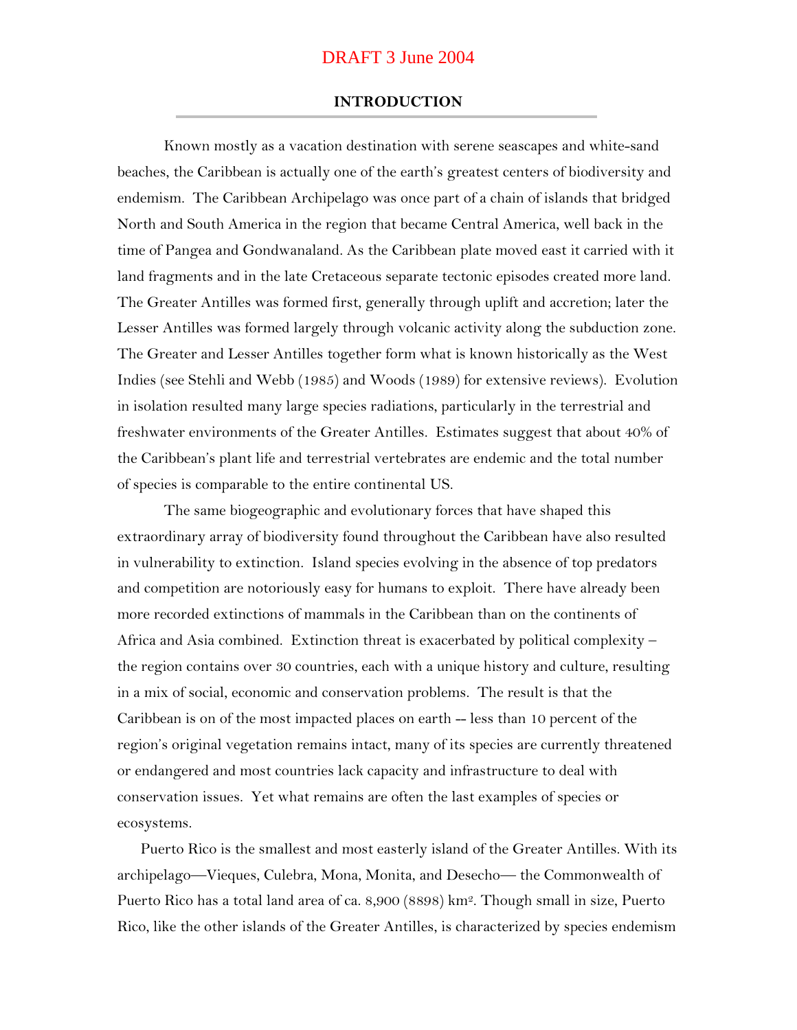DRAFT 3 June 2004

## INTRODUCTION

Known mostly as a vacation destination with serene seascapes and white-sand beaches, the Caribbean is actually one of the earth's greatest centers of biodiversity and endemism. The Caribbean Archipelago was once part of a chain of islands that bridged North and South America in the region that became Central America, well back in the time of Pangea and Gondwanaland. As the Caribbean plate moved east it carried with it land fragments and in the late Cretaceous separate tectonic episodes created more land. The Greater Antilles was formed first, generally through uplift and accretion; later the Lesser Antilles was formed largely through volcanic activity along the subduction zone. The Greater and Lesser Antilles together form what is known historically as the West Indies (see Stehli and Webb (1985) and Woods (1989) for extensive reviews). Evolution in isolation resulted many large species radiations, particularly in the terrestrial and freshwater environments of the Greater Antilles. Estimates suggest that about 40% of the Caribbean's plant life and terrestrial vertebrates are endemic and the total number of species is comparable to the entire continental US.

The same biogeographic and evolutionary forces that have shaped this extraordinary array of biodiversity found throughout the Caribbean have also resulted in vulnerability to extinction. Island species evolving in the absence of top predators and competition are notoriously easy for humans to exploit. There have already been more recorded extinctions of mammals in the Caribbean than on the continents of Africa and Asia combined. Extinction threat is exacerbated by political complexity – the region contains over 30 countries, each with a unique history and culture, resulting in a mix of social, economic and conservation problems. The result is that the Caribbean is on of the most impacted places on earth -- less than 10 percent of the region's original vegetation remains intact, many of its species are currently threatened or endangered and most countries lack capacity and infrastructure to deal with conservation issues. Yet what remains are often the last examples of species or ecosystems.

Puerto Rico is the smallest and most easterly island of the Greater Antilles. With its archipelago—Vieques, Culebra, Mona, Monita, and Desecho— the Commonwealth of Puerto Rico has a total land area of ca. 8,900 (8898) km$^2$. Though small in size, Puerto Rico, like the other islands of the Greater Antilles, is characterized by species endemism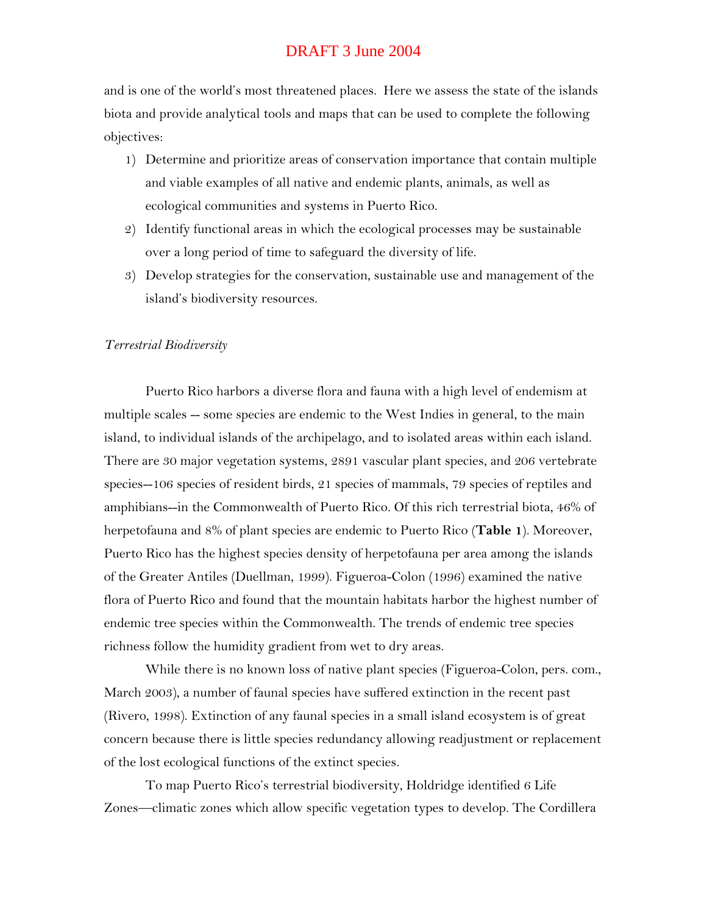and is one of the world's most threatened places. Here we assess the state of the islands biota and provide analytical tools and maps that can be used to complete the following objectives:

1) Determine and prioritize areas of conservation importance that contain multiple and viable examples of all native and endemic plants, animals, as well as ecological communities and systems in Puerto Rico.
2) Identify functional areas in which the ecological processes may be sustainable over a long period of time to safeguard the diversity of life.
3) Develop strategies for the conservation, sustainable use and management of the island's biodiversity resources.

*Terrestrial Biodiversity*

Puerto Rico harbors a diverse flora and fauna with a high level of endemism at multiple scales -- some species are endemic to the West Indies in general, to the main island, to individual islands of the archipelago, and to isolated areas within each island. There are 30 major vegetation systems, 2891 vascular plant species, and 206 vertebrate species--106 species of resident birds, 21 species of mammals, 79 species of reptiles and amphibians--in the Commonwealth of Puerto Rico. Of this rich terrestrial biota, 46% of herpetofauna and 8% of plant species are endemic to Puerto Rico (**Table 1**). Moreover, Puerto Rico has the highest species density of herpetofauna per area among the islands of the Greater Antiles (Duellman, 1999). Figueroa-Colon (1996) examined the native flora of Puerto Rico and found that the mountain habitats harbor the highest number of endemic tree species within the Commonwealth. The trends of endemic tree species richness follow the humidity gradient from wet to dry areas.

While there is no known loss of native plant species (Figueroa-Colon, pers. com., March 2003), a number of faunal species have suffered extinction in the recent past (Rivero, 1998). Extinction of any faunal species in a small island ecosystem is of great concern because there is little species redundancy allowing readjustment or replacement of the lost ecological functions of the extinct species.

To map Puerto Rico's terrestrial biodiversity, Holdridge identified 6 Life Zones—climatic zones which allow specific vegetation types to develop. The Cordillera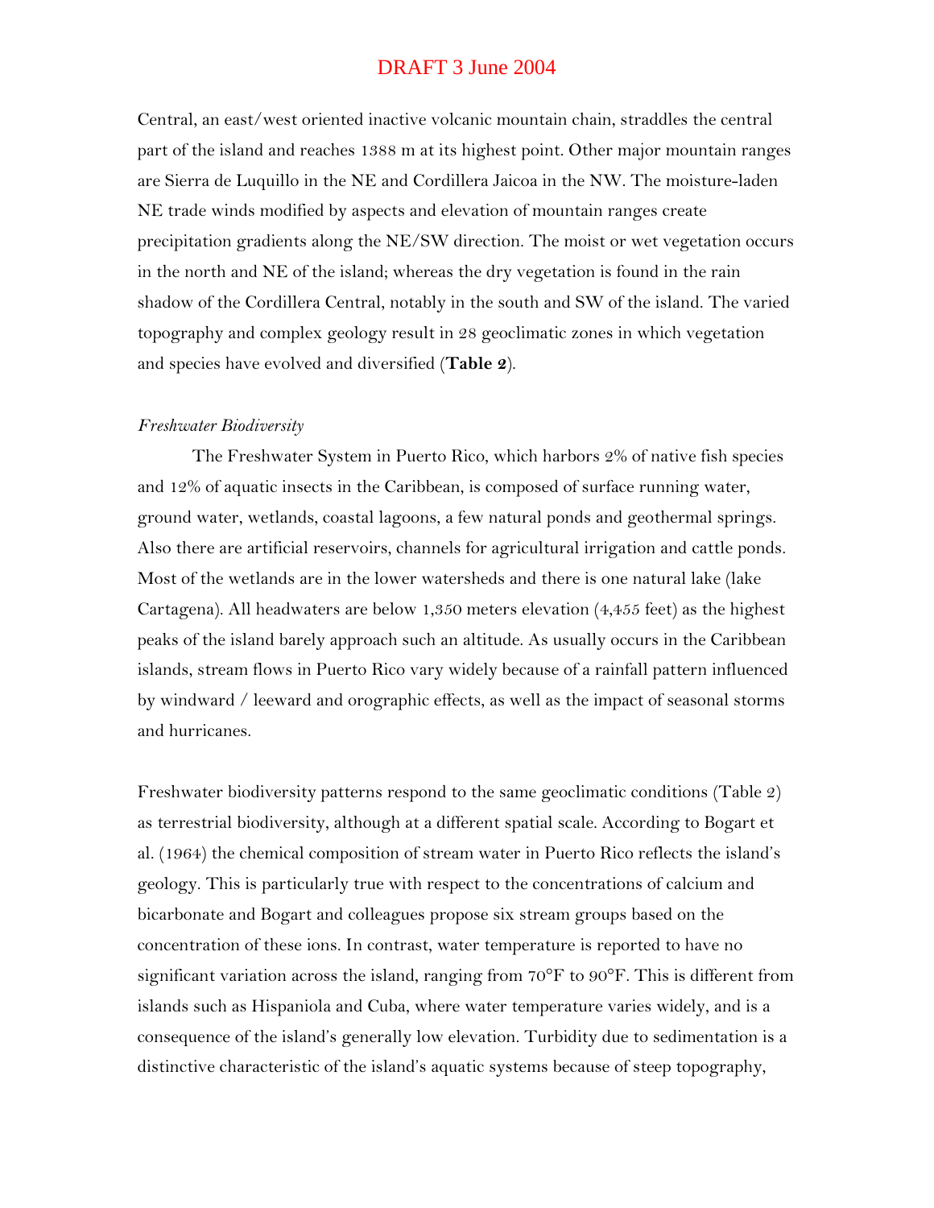Central, an east/west oriented inactive volcanic mountain chain, straddles the central part of the island and reaches 1388 m at its highest point. Other major mountain ranges are Sierra de Luquillo in the NE and Cordillera Jaicoa in the NW. The moisture-laden NE trade winds modified by aspects and elevation of mountain ranges create precipitation gradients along the NE/SW direction. The moist or wet vegetation occurs in the north and NE of the island; whereas the dry vegetation is found in the rain shadow of the Cordillera Central, notably in the south and SW of the island. The varied topography and complex geology result in 28 geoclimatic zones in which vegetation and species have evolved and diversified (**Table 2**).

*Freshwater Biodiversity*

The Freshwater System in Puerto Rico, which harbors 2% of native fish species and 12% of aquatic insects in the Caribbean, is composed of surface running water, ground water, wetlands, coastal lagoons, a few natural ponds and geothermal springs. Also there are artificial reservoirs, channels for agricultural irrigation and cattle ponds. Most of the wetlands are in the lower watersheds and there is one natural lake (lake Cartagena). All headwaters are below 1,350 meters elevation (4,455 feet) as the highest peaks of the island barely approach such an altitude. As usually occurs in the Caribbean islands, stream flows in Puerto Rico vary widely because of a rainfall pattern influenced by windward / leeward and orographic effects, as well as the impact of seasonal storms and hurricanes.

Freshwater biodiversity patterns respond to the same geoclimatic conditions (Table 2) as terrestrial biodiversity, although at a different spatial scale. According to Bogart et al. (1964) the chemical composition of stream water in Puerto Rico reflects the island's geology. This is particularly true with respect to the concentrations of calcium and bicarbonate and Bogart and colleagues propose six stream groups based on the concentration of these ions. In contrast, water temperature is reported to have no significant variation across the island, ranging from 70°F to 90°F. This is different from islands such as Hispaniola and Cuba, where water temperature varies widely, and is a consequence of the island's generally low elevation. Turbidity due to sedimentation is a distinctive characteristic of the island's aquatic systems because of steep topography,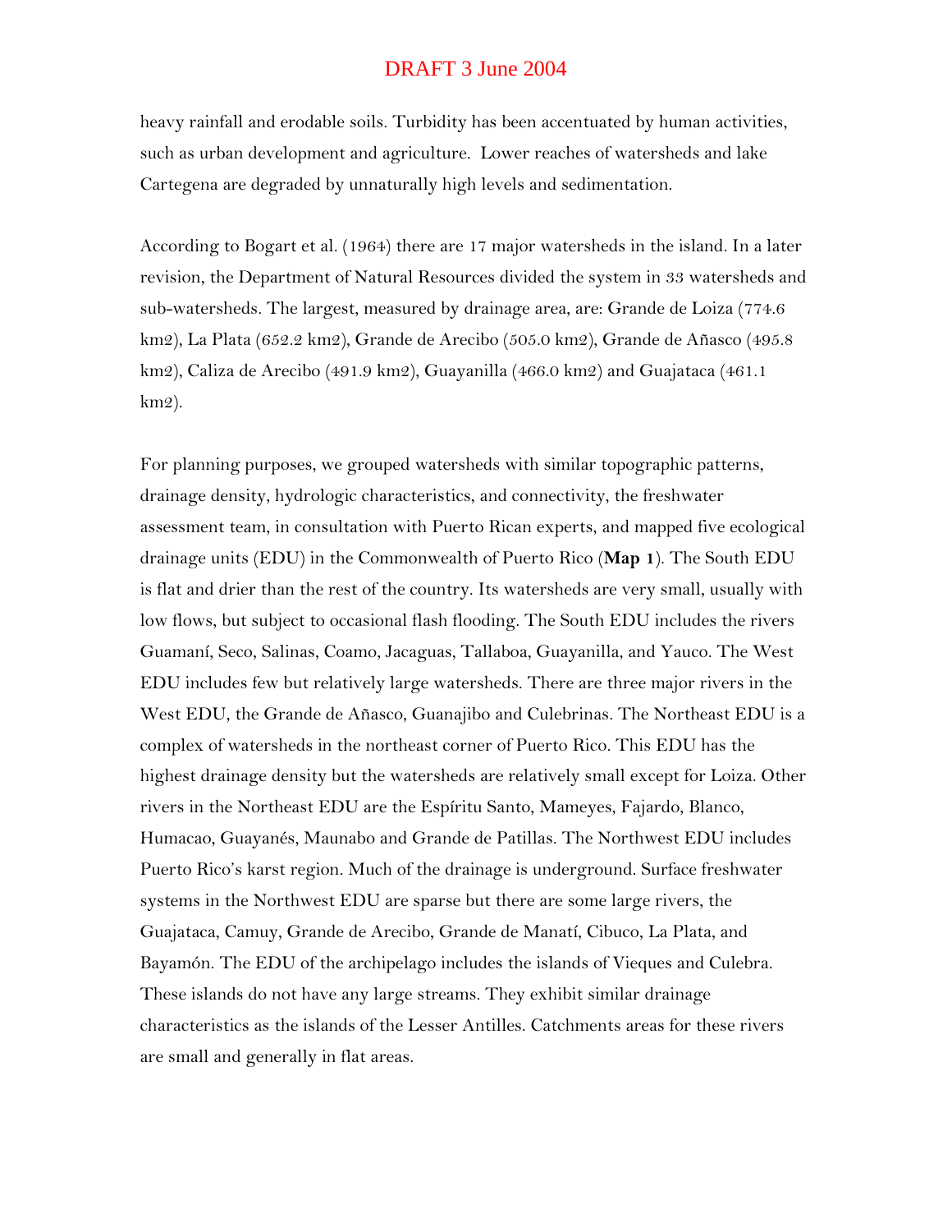heavy rainfall and erodable soils. Turbidity has been accentuated by human activities, such as urban development and agriculture. Lower reaches of watersheds and lake Cartegena are degraded by unnaturally high levels and sedimentation.

According to Bogart et al. (1964) there are 17 major watersheds in the island. In a later revision, the Department of Natural Resources divided the system in 33 watersheds and sub-watersheds. The largest, measured by drainage area, are: Grande de Loiza (774.6 km2), La Plata (652.2 km2), Grande de Arecibo (505.0 km2), Grande de Añasco (495.8 km2), Caliza de Arecibo (491.9 km2), Guayanilla (466.0 km2) and Guajataca (461.1 km2).

For planning purposes, we grouped watersheds with similar topographic patterns, drainage density, hydrologic characteristics, and connectivity, the freshwater assessment team, in consultation with Puerto Rican experts, and mapped five ecological drainage units (EDU) in the Commonwealth of Puerto Rico (**Map 1**). The South EDU is flat and drier than the rest of the country. Its watersheds are very small, usually with low flows, but subject to occasional flash flooding. The South EDU includes the rivers Guamaní, Seco, Salinas, Coamo, Jacaguas, Tallaboa, Guayanilla, and Yauco. The West EDU includes few but relatively large watersheds. There are three major rivers in the West EDU, the Grande de Añasco, Guanajibo and Culebrinas. The Northeast EDU is a complex of watersheds in the northeast corner of Puerto Rico. This EDU has the highest drainage density but the watersheds are relatively small except for Loiza. Other rivers in the Northeast EDU are the Espíritu Santo, Mameyes, Fajardo, Blanco, Humacao, Guayanés, Maunabo and Grande de Patillas. The Northwest EDU includes Puerto Rico's karst region. Much of the drainage is underground. Surface freshwater systems in the Northwest EDU are sparse but there are some large rivers, the Guajataca, Camuy, Grande de Arecibo, Grande de Manatí, Cibuco, La Plata, and Bayamón. The EDU of the archipelago includes the islands of Vieques and Culebra. These islands do not have any large streams. They exhibit similar drainage characteristics as the islands of the Lesser Antilles. Catchments areas for these rivers are small and generally in flat areas.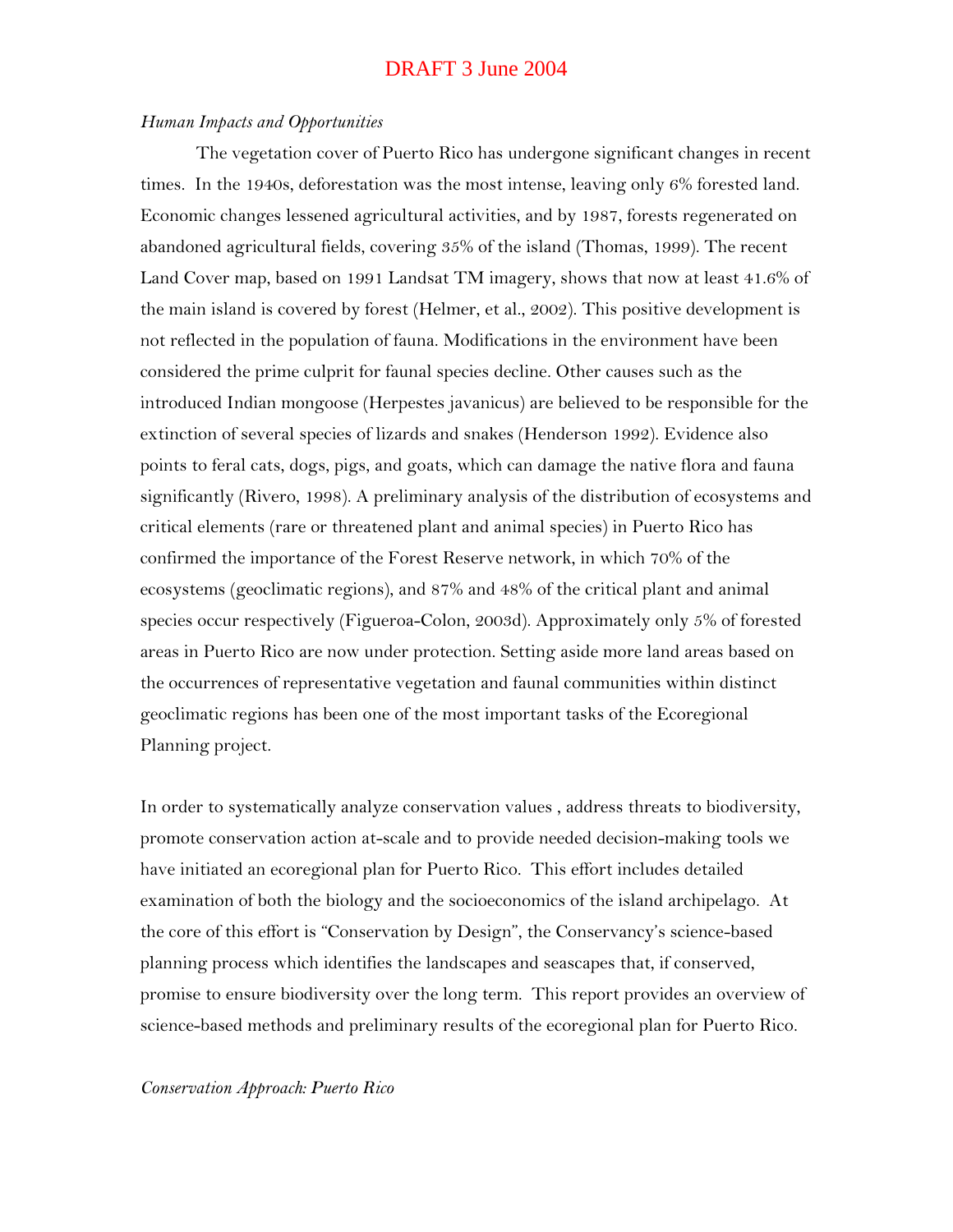*Human Impacts and Opportunities*

The vegetation cover of Puerto Rico has undergone significant changes in recent times. In the 1940s, deforestation was the most intense, leaving only 6% forested land. Economic changes lessened agricultural activities, and by 1987, forests regenerated on abandoned agricultural fields, covering 35% of the island (Thomas, 1999). The recent Land Cover map, based on 1991 Landsat TM imagery, shows that now at least 41.6% of the main island is covered by forest (Helmer, et al., 2002). This positive development is not reflected in the population of fauna. Modifications in the environment have been considered the prime culprit for faunal species decline. Other causes such as the introduced Indian mongoose (Herpestes javanicus) are believed to be responsible for the extinction of several species of lizards and snakes (Henderson 1992). Evidence also points to feral cats, dogs, pigs, and goats, which can damage the native flora and fauna significantly (Rivero, 1998). A preliminary analysis of the distribution of ecosystems and critical elements (rare or threatened plant and animal species) in Puerto Rico has confirmed the importance of the Forest Reserve network, in which 70% of the ecosystems (geoclimatic regions), and 87% and 48% of the critical plant and animal species occur respectively (Figueroa-Colon, 2003d). Approximately only 5% of forested areas in Puerto Rico are now under protection. Setting aside more land areas based on the occurrences of representative vegetation and faunal communities within distinct geoclimatic regions has been one of the most important tasks of the Ecoregional Planning project.

In order to systematically analyze conservation values , address threats to biodiversity, promote conservation action at-scale and to provide needed decision-making tools we have initiated an ecoregional plan for Puerto Rico. This effort includes detailed examination of both the biology and the socioeconomics of the island archipelago. At the core of this effort is "Conservation by Design", the Conservancy's science-based planning process which identifies the landscapes and seascapes that, if conserved, promise to ensure biodiversity over the long term. This report provides an overview of science-based methods and preliminary results of the ecoregional plan for Puerto Rico.

*Conservation Approach: Puerto Rico*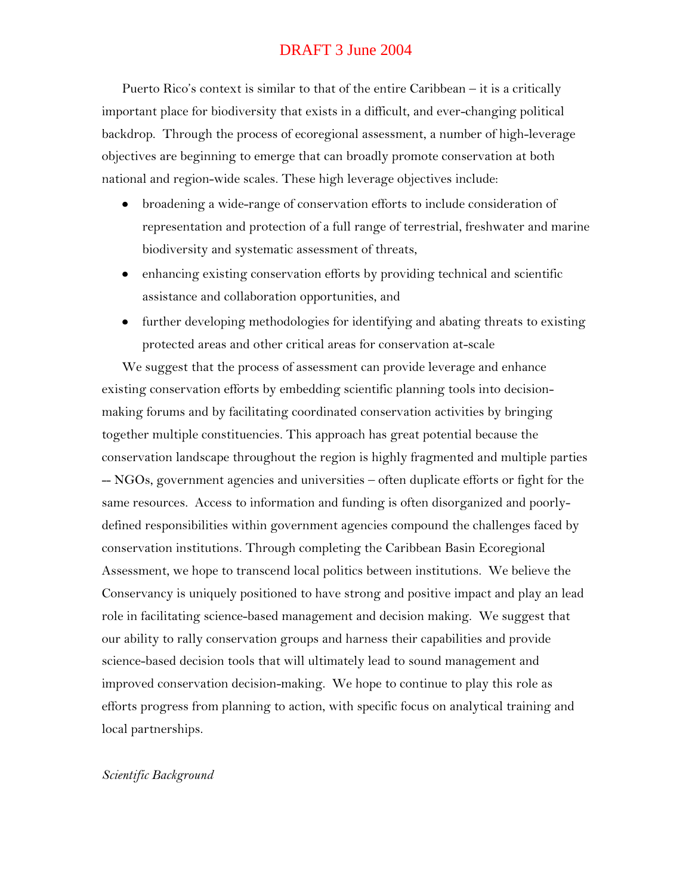Puerto Rico's context is similar to that of the entire Caribbean – it is a critically important place for biodiversity that exists in a difficult, and ever-changing political backdrop. Through the process of ecoregional assessment, a number of high-leverage objectives are beginning to emerge that can broadly promote conservation at both national and region-wide scales. These high leverage objectives include:

- broadening a wide-range of conservation efforts to include consideration of representation and protection of a full range of terrestrial, freshwater and marine biodiversity and systematic assessment of threats,
- enhancing existing conservation efforts by providing technical and scientific assistance and collaboration opportunities, and
- further developing methodologies for identifying and abating threats to existing protected areas and other critical areas for conservation at-scale

We suggest that the process of assessment can provide leverage and enhance existing conservation efforts by embedding scientific planning tools into decision-making forums and by facilitating coordinated conservation activities by bringing together multiple constituencies. This approach has great potential because the conservation landscape throughout the region is highly fragmented and multiple parties -- NGOs, government agencies and universities – often duplicate efforts or fight for the same resources. Access to information and funding is often disorganized and poorly-defined responsibilities within government agencies compound the challenges faced by conservation institutions. Through completing the Caribbean Basin Ecoregional Assessment, we hope to transcend local politics between institutions. We believe the Conservancy is uniquely positioned to have strong and positive impact and play an lead role in facilitating science-based management and decision making. We suggest that our ability to rally conservation groups and harness their capabilities and provide science-based decision tools that will ultimately lead to sound management and improved conservation decision-making. We hope to continue to play this role as efforts progress from planning to action, with specific focus on analytical training and local partnerships.

*Scientific Background*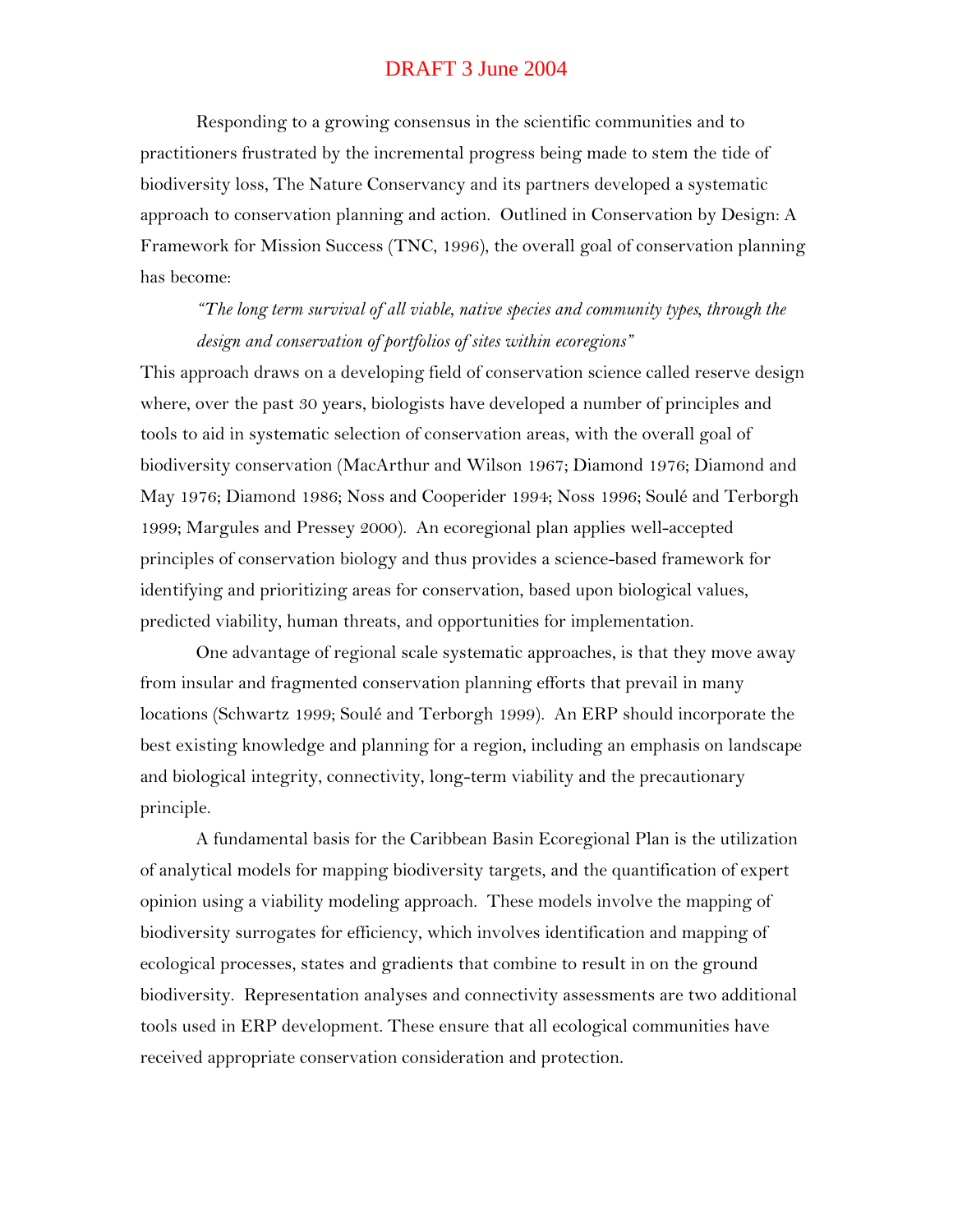DRAFT 3 June 2004

Responding to a growing consensus in the scientific communities and to practitioners frustrated by the incremental progress being made to stem the tide of biodiversity loss, The Nature Conservancy and its partners developed a systematic approach to conservation planning and action. Outlined in Conservation by Design: A Framework for Mission Success (TNC, 1996), the overall goal of conservation planning has become:

> *"The long term survival of all viable, native species and community types, through the design and conservation of portfolios of sites within ecoregions"*

This approach draws on a developing field of conservation science called reserve design where, over the past 30 years, biologists have developed a number of principles and tools to aid in systematic selection of conservation areas, with the overall goal of biodiversity conservation (MacArthur and Wilson 1967; Diamond 1976; Diamond and May 1976; Diamond 1986; Noss and Cooperider 1994; Noss 1996; Soulé and Terborgh 1999; Margules and Pressey 2000). An ecoregional plan applies well-accepted principles of conservation biology and thus provides a science-based framework for identifying and prioritizing areas for conservation, based upon biological values, predicted viability, human threats, and opportunities for implementation.

One advantage of regional scale systematic approaches, is that they move away from insular and fragmented conservation planning efforts that prevail in many locations (Schwartz 1999; Soulé and Terborgh 1999). An ERP should incorporate the best existing knowledge and planning for a region, including an emphasis on landscape and biological integrity, connectivity, long-term viability and the precautionary principle.

A fundamental basis for the Caribbean Basin Ecoregional Plan is the utilization of analytical models for mapping biodiversity targets, and the quantification of expert opinion using a viability modeling approach. These models involve the mapping of biodiversity surrogates for efficiency, which involves identification and mapping of ecological processes, states and gradients that combine to result in on the ground biodiversity. Representation analyses and connectivity assessments are two additional tools used in ERP development. These ensure that all ecological communities have received appropriate conservation consideration and protection.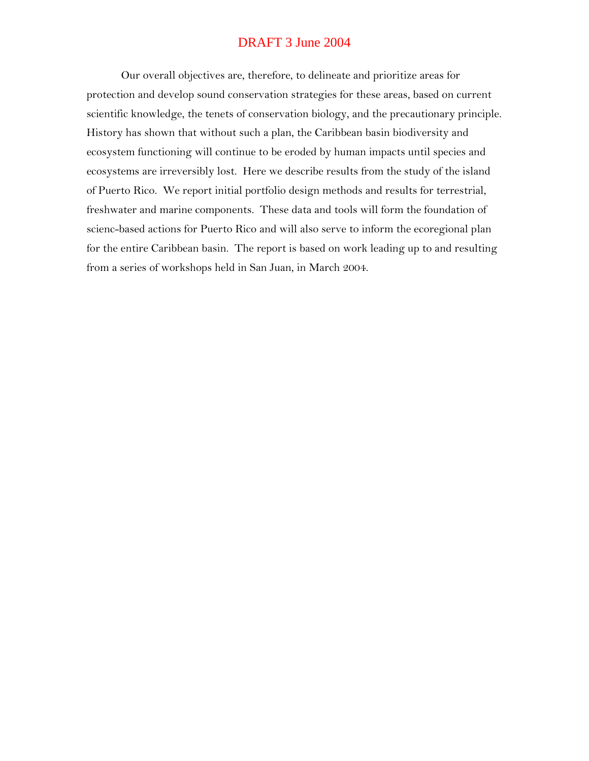Our overall objectives are, therefore, to delineate and prioritize areas for protection and develop sound conservation strategies for these areas, based on current scientific knowledge, the tenets of conservation biology, and the precautionary principle. History has shown that without such a plan, the Caribbean basin biodiversity and ecosystem functioning will continue to be eroded by human impacts until species and ecosystems are irreversibly lost. Here we describe results from the study of the island of Puerto Rico. We report initial portfolio design methods and results for terrestrial, freshwater and marine components. These data and tools will form the foundation of scienc-based actions for Puerto Rico and will also serve to inform the ecoregional plan for the entire Caribbean basin. The report is based on work leading up to and resulting from a series of workshops held in San Juan, in March 2004.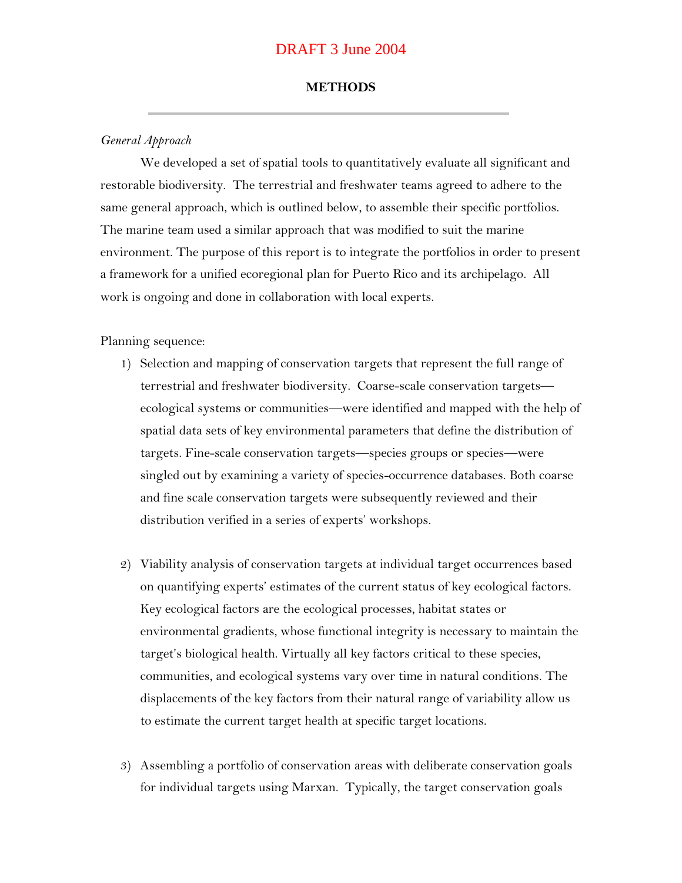DRAFT 3 June 2004

## METHODS

*General Approach*

We developed a set of spatial tools to quantitatively evaluate all significant and restorable biodiversity. The terrestrial and freshwater teams agreed to adhere to the same general approach, which is outlined below, to assemble their specific portfolios. The marine team used a similar approach that was modified to suit the marine environment. The purpose of this report is to integrate the portfolios in order to present a framework for a unified ecoregional plan for Puerto Rico and its archipelago. All work is ongoing and done in collaboration with local experts.

Planning sequence:

1) Selection and mapping of conservation targets that represent the full range of terrestrial and freshwater biodiversity. Coarse-scale conservation targets—ecological systems or communities—were identified and mapped with the help of spatial data sets of key environmental parameters that define the distribution of targets. Fine-scale conservation targets—species groups or species—were singled out by examining a variety of species-occurrence databases. Both coarse and fine scale conservation targets were subsequently reviewed and their distribution verified in a series of experts' workshops.

2) Viability analysis of conservation targets at individual target occurrences based on quantifying experts' estimates of the current status of key ecological factors. Key ecological factors are the ecological processes, habitat states or environmental gradients, whose functional integrity is necessary to maintain the target's biological health. Virtually all key factors critical to these species, communities, and ecological systems vary over time in natural conditions. The displacements of the key factors from their natural range of variability allow us to estimate the current target health at specific target locations.

3) Assembling a portfolio of conservation areas with deliberate conservation goals for individual targets using Marxan. Typically, the target conservation goals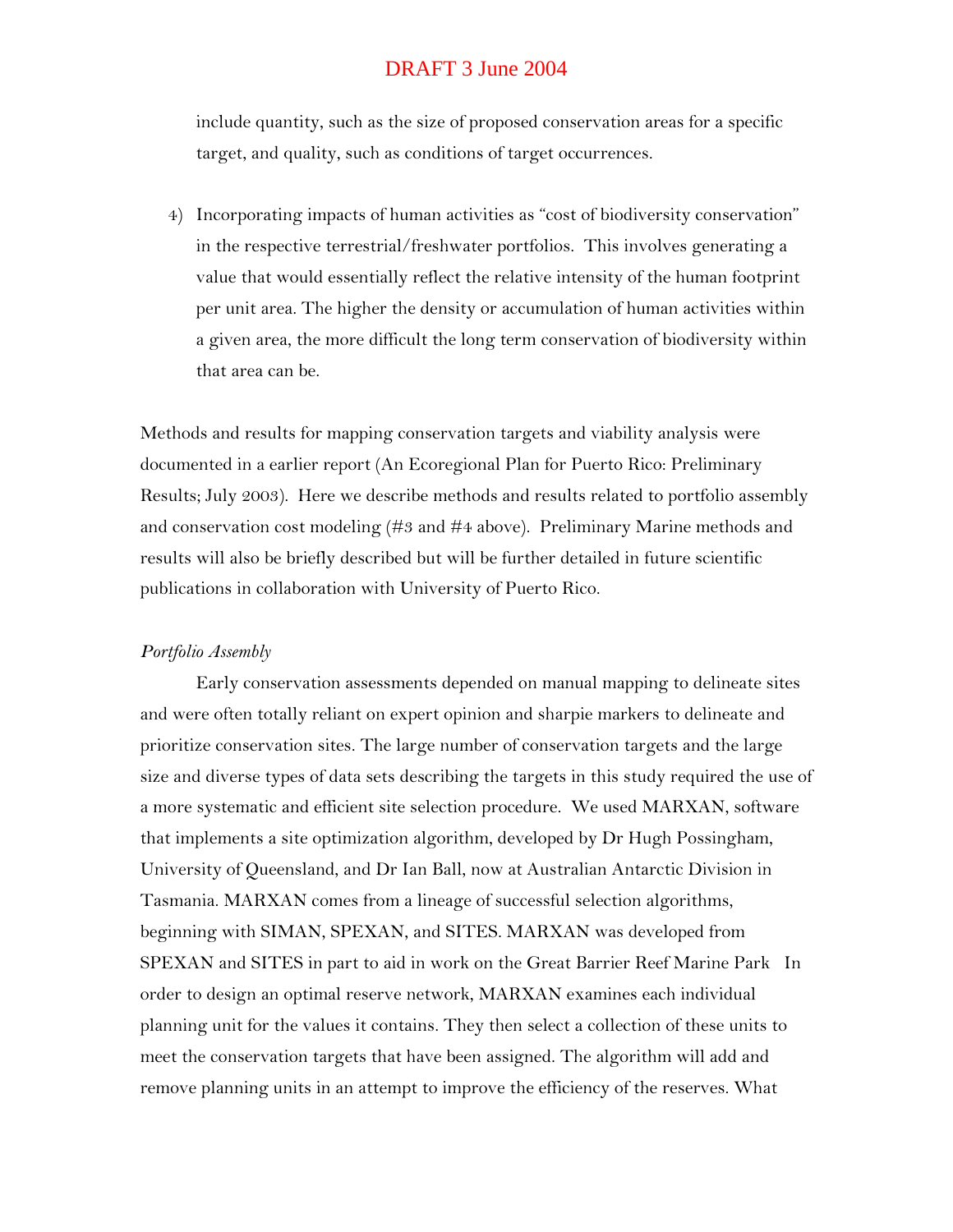include quantity, such as the size of proposed conservation areas for a specific target, and quality, such as conditions of target occurrences.

4) Incorporating impacts of human activities as "cost of biodiversity conservation" in the respective terrestrial/freshwater portfolios. This involves generating a value that would essentially reflect the relative intensity of the human footprint per unit area. The higher the density or accumulation of human activities within a given area, the more difficult the long term conservation of biodiversity within that area can be.

Methods and results for mapping conservation targets and viability analysis were documented in a earlier report (An Ecoregional Plan for Puerto Rico: Preliminary Results; July 2003). Here we describe methods and results related to portfolio assembly and conservation cost modeling (#3 and #4 above). Preliminary Marine methods and results will also be briefly described but will be further detailed in future scientific publications in collaboration with University of Puerto Rico.

*Portfolio Assembly*

Early conservation assessments depended on manual mapping to delineate sites and were often totally reliant on expert opinion and sharpie markers to delineate and prioritize conservation sites. The large number of conservation targets and the large size and diverse types of data sets describing the targets in this study required the use of a more systematic and efficient site selection procedure. We used MARXAN, software that implements a site optimization algorithm, developed by Dr Hugh Possingham, University of Queensland, and Dr Ian Ball, now at Australian Antarctic Division in Tasmania. MARXAN comes from a lineage of successful selection algorithms, beginning with SIMAN, SPEXAN, and SITES. MARXAN was developed from SPEXAN and SITES in part to aid in work on the Great Barrier Reef Marine Park In order to design an optimal reserve network, MARXAN examines each individual planning unit for the values it contains. They then select a collection of these units to meet the conservation targets that have been assigned. The algorithm will add and remove planning units in an attempt to improve the efficiency of the reserves. What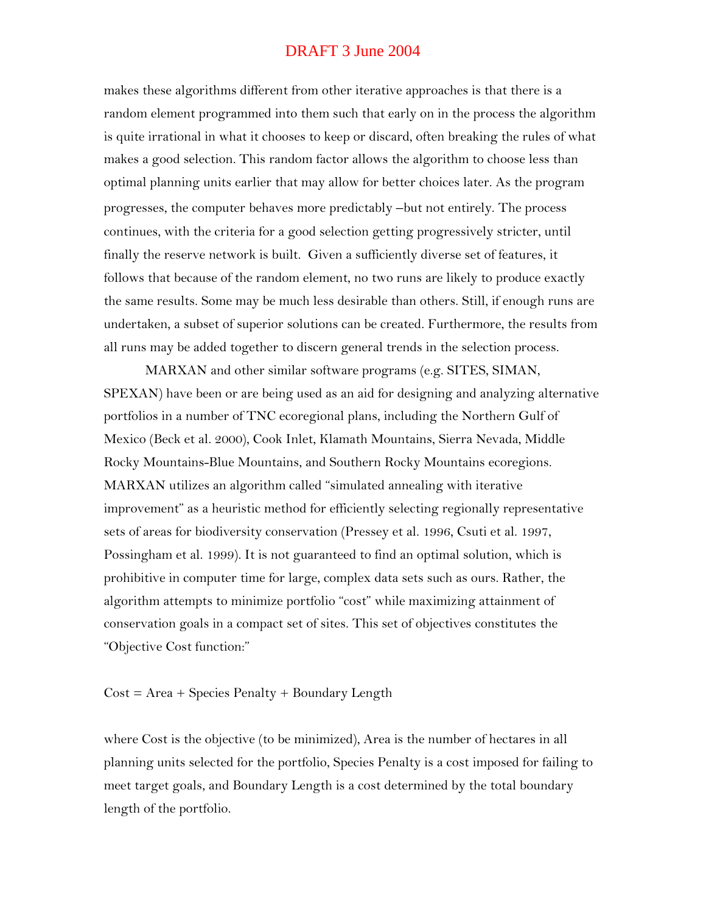makes these algorithms different from other iterative approaches is that there is a random element programmed into them such that early on in the process the algorithm is quite irrational in what it chooses to keep or discard, often breaking the rules of what makes a good selection. This random factor allows the algorithm to choose less than optimal planning units earlier that may allow for better choices later. As the program progresses, the computer behaves more predictably –but not entirely. The process continues, with the criteria for a good selection getting progressively stricter, until finally the reserve network is built. Given a sufficiently diverse set of features, it follows that because of the random element, no two runs are likely to produce exactly the same results. Some may be much less desirable than others. Still, if enough runs are undertaken, a subset of superior solutions can be created. Furthermore, the results from all runs may be added together to discern general trends in the selection process.

MARXAN and other similar software programs (e.g. SITES, SIMAN, SPEXAN) have been or are being used as an aid for designing and analyzing alternative portfolios in a number of TNC ecoregional plans, including the Northern Gulf of Mexico (Beck et al. 2000), Cook Inlet, Klamath Mountains, Sierra Nevada, Middle Rocky Mountains-Blue Mountains, and Southern Rocky Mountains ecoregions. MARXAN utilizes an algorithm called "simulated annealing with iterative improvement" as a heuristic method for efficiently selecting regionally representative sets of areas for biodiversity conservation (Pressey et al. 1996, Csuti et al. 1997, Possingham et al. 1999). It is not guaranteed to find an optimal solution, which is prohibitive in computer time for large, complex data sets such as ours. Rather, the algorithm attempts to minimize portfolio "cost" while maximizing attainment of conservation goals in a compact set of sites. This set of objectives constitutes the "Objective Cost function:"

Cost = Area + Species Penalty + Boundary Length

where Cost is the objective (to be minimized), Area is the number of hectares in all planning units selected for the portfolio, Species Penalty is a cost imposed for failing to meet target goals, and Boundary Length is a cost determined by the total boundary length of the portfolio.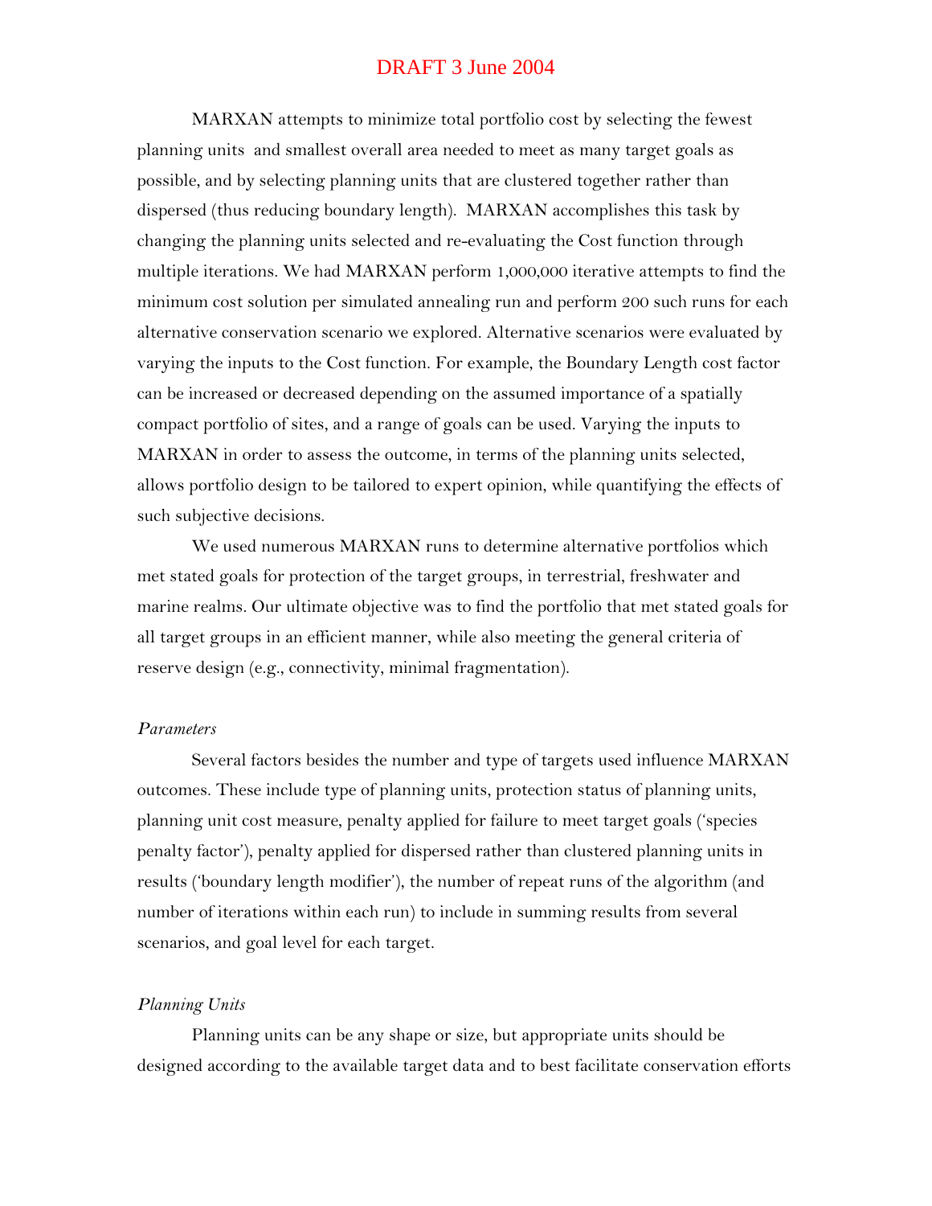DRAFT 3 June 2004

MARXAN attempts to minimize total portfolio cost by selecting the fewest planning units and smallest overall area needed to meet as many target goals as possible, and by selecting planning units that are clustered together rather than dispersed (thus reducing boundary length). MARXAN accomplishes this task by changing the planning units selected and re-evaluating the Cost function through multiple iterations. We had MARXAN perform 1,000,000 iterative attempts to find the minimum cost solution per simulated annealing run and perform 200 such runs for each alternative conservation scenario we explored. Alternative scenarios were evaluated by varying the inputs to the Cost function. For example, the Boundary Length cost factor can be increased or decreased depending on the assumed importance of a spatially compact portfolio of sites, and a range of goals can be used. Varying the inputs to MARXAN in order to assess the outcome, in terms of the planning units selected, allows portfolio design to be tailored to expert opinion, while quantifying the effects of such subjective decisions.

We used numerous MARXAN runs to determine alternative portfolios which met stated goals for protection of the target groups, in terrestrial, freshwater and marine realms. Our ultimate objective was to find the portfolio that met stated goals for all target groups in an efficient manner, while also meeting the general criteria of reserve design (e.g., connectivity, minimal fragmentation).

*Parameters*

Several factors besides the number and type of targets used influence MARXAN outcomes. These include type of planning units, protection status of planning units, planning unit cost measure, penalty applied for failure to meet target goals ('species penalty factor'), penalty applied for dispersed rather than clustered planning units in results ('boundary length modifier'), the number of repeat runs of the algorithm (and number of iterations within each run) to include in summing results from several scenarios, and goal level for each target.

*Planning Units*

Planning units can be any shape or size, but appropriate units should be designed according to the available target data and to best facilitate conservation efforts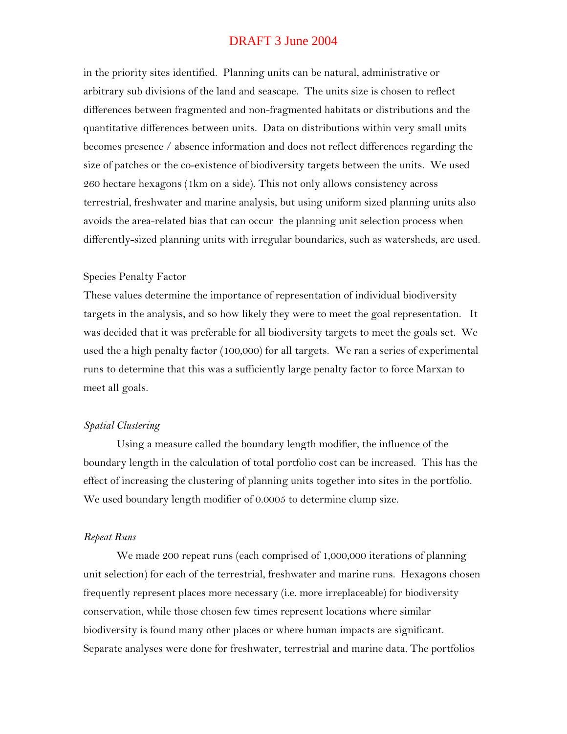in the priority sites identified. Planning units can be natural, administrative or arbitrary sub divisions of the land and seascape. The units size is chosen to reflect differences between fragmented and non-fragmented habitats or distributions and the quantitative differences between units. Data on distributions within very small units becomes presence / absence information and does not reflect differences regarding the size of patches or the co-existence of biodiversity targets between the units. We used 260 hectare hexagons (1km on a side). This not only allows consistency across terrestrial, freshwater and marine analysis, but using uniform sized planning units also avoids the area-related bias that can occur the planning unit selection process when differently-sized planning units with irregular boundaries, such as watersheds, are used.

Species Penalty Factor

These values determine the importance of representation of individual biodiversity targets in the analysis, and so how likely they were to meet the goal representation. It was decided that it was preferable for all biodiversity targets to meet the goals set. We used the a high penalty factor (100,000) for all targets. We ran a series of experimental runs to determine that this was a sufficiently large penalty factor to force Marxan to meet all goals.

*Spatial Clustering*

Using a measure called the boundary length modifier, the influence of the boundary length in the calculation of total portfolio cost can be increased. This has the effect of increasing the clustering of planning units together into sites in the portfolio. We used boundary length modifier of 0.0005 to determine clump size.

*Repeat Runs*

We made 200 repeat runs (each comprised of 1,000,000 iterations of planning unit selection) for each of the terrestrial, freshwater and marine runs. Hexagons chosen frequently represent places more necessary (i.e. more irreplaceable) for biodiversity conservation, while those chosen few times represent locations where similar biodiversity is found many other places or where human impacts are significant. Separate analyses were done for freshwater, terrestrial and marine data. The portfolios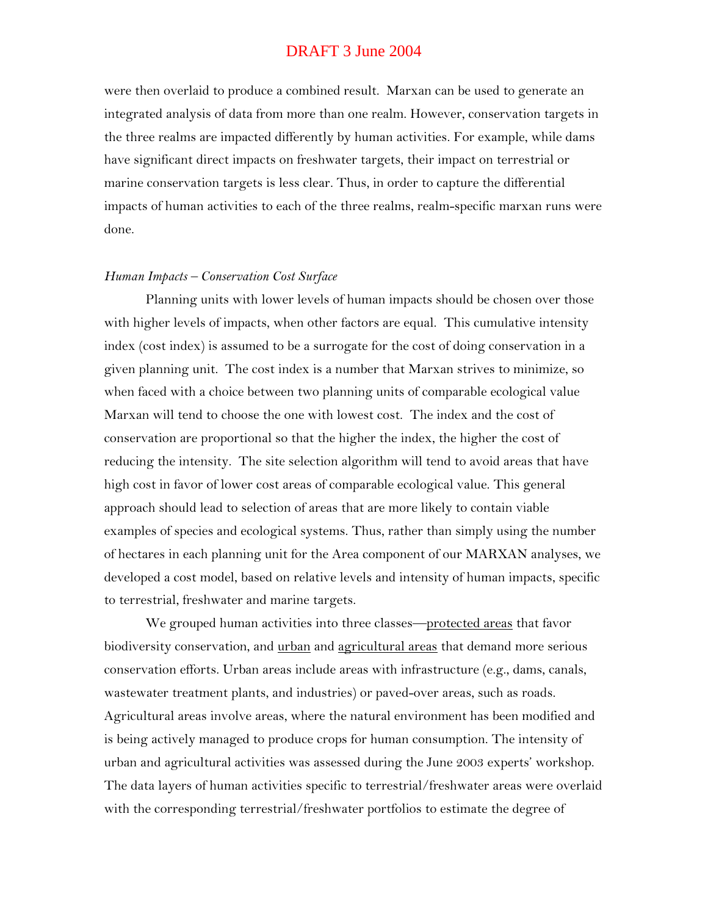were then overlaid to produce a combined result. Marxan can be used to generate an integrated analysis of data from more than one realm. However, conservation targets in the three realms are impacted differently by human activities. For example, while dams have significant direct impacts on freshwater targets, their impact on terrestrial or marine conservation targets is less clear. Thus, in order to capture the differential impacts of human activities to each of the three realms, realm-specific marxan runs were done.

*Human Impacts – Conservation Cost Surface*

Planning units with lower levels of human impacts should be chosen over those with higher levels of impacts, when other factors are equal. This cumulative intensity index (cost index) is assumed to be a surrogate for the cost of doing conservation in a given planning unit. The cost index is a number that Marxan strives to minimize, so when faced with a choice between two planning units of comparable ecological value Marxan will tend to choose the one with lowest cost. The index and the cost of conservation are proportional so that the higher the index, the higher the cost of reducing the intensity. The site selection algorithm will tend to avoid areas that have high cost in favor of lower cost areas of comparable ecological value. This general approach should lead to selection of areas that are more likely to contain viable examples of species and ecological systems. Thus, rather than simply using the number of hectares in each planning unit for the Area component of our MARXAN analyses, we developed a cost model, based on relative levels and intensity of human impacts, specific to terrestrial, freshwater and marine targets.

We grouped human activities into three classes—<u>protected areas</u> that favor biodiversity conservation, and <u>urban</u> and <u>agricultural areas</u> that demand more serious conservation efforts. Urban areas include areas with infrastructure (e.g., dams, canals, wastewater treatment plants, and industries) or paved-over areas, such as roads. Agricultural areas involve areas, where the natural environment has been modified and is being actively managed to produce crops for human consumption. The intensity of urban and agricultural activities was assessed during the June 2003 experts' workshop. The data layers of human activities specific to terrestrial/freshwater areas were overlaid with the corresponding terrestrial/freshwater portfolios to estimate the degree of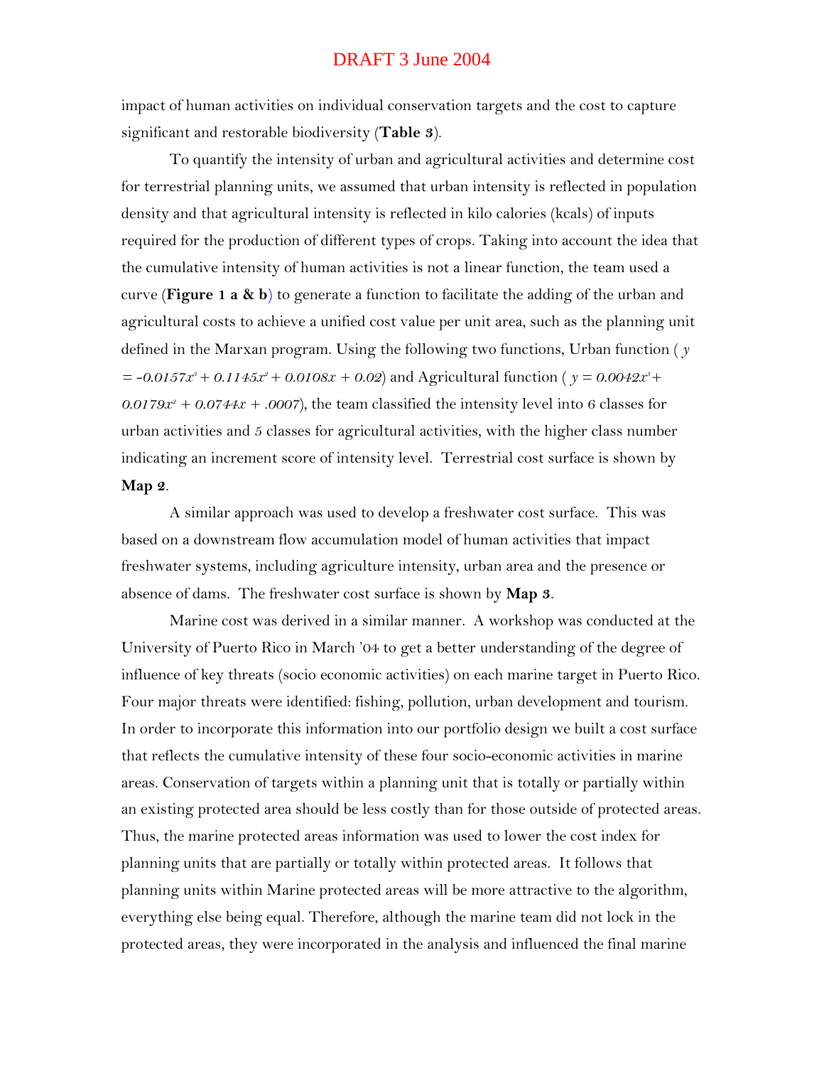impact of human activities on individual conservation targets and the cost to capture significant and restorable biodiversity (**Table 3**).

To quantify the intensity of urban and agricultural activities and determine cost for terrestrial planning units, we assumed that urban intensity is reflected in population density and that agricultural intensity is reflected in kilo calories (kcals) of inputs required for the production of different types of crops. Taking into account the idea that the cumulative intensity of human activities is not a linear function, the team used a curve (**Figure 1 a & b**) to generate a function to facilitate the adding of the urban and agricultural costs to achieve a unified cost value per unit area, such as the planning unit defined in the Marxan program. Using the following two functions, Urban function ( $y = -0.0157x^3 + 0.1145x^2 + 0.0108x + 0.02$) and Agricultural function ( $y = 0.0042x^3 + 0.0179x^2 + 0.0744x + .0007$), the team classified the intensity level into 6 classes for urban activities and 5 classes for agricultural activities, with the higher class number indicating an increment score of intensity level. Terrestrial cost surface is shown by **Map 2**.

A similar approach was used to develop a freshwater cost surface. This was based on a downstream flow accumulation model of human activities that impact freshwater systems, including agriculture intensity, urban area and the presence or absence of dams. The freshwater cost surface is shown by **Map 3**.

Marine cost was derived in a similar manner. A workshop was conducted at the University of Puerto Rico in March '04 to get a better understanding of the degree of influence of key threats (socio economic activities) on each marine target in Puerto Rico. Four major threats were identified: fishing, pollution, urban development and tourism. In order to incorporate this information into our portfolio design we built a cost surface that reflects the cumulative intensity of these four socio-economic activities in marine areas. Conservation of targets within a planning unit that is totally or partially within an existing protected area should be less costly than for those outside of protected areas. Thus, the marine protected areas information was used to lower the cost index for planning units that are partially or totally within protected areas. It follows that planning units within Marine protected areas will be more attractive to the algorithm, everything else being equal. Therefore, although the marine team did not lock in the protected areas, they were incorporated in the analysis and influenced the final marine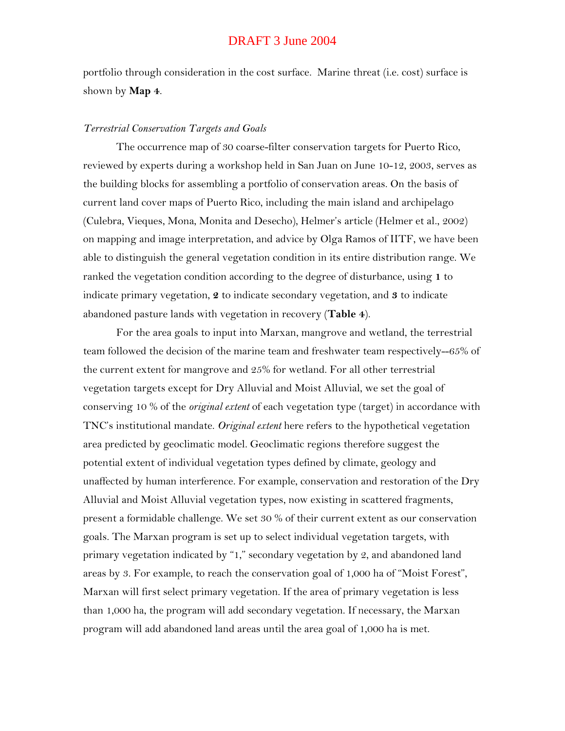portfolio through consideration in the cost surface. Marine threat (i.e. cost) surface is shown by **Map 4**.

*Terrestrial Conservation Targets and Goals*

The occurrence map of 30 coarse-filter conservation targets for Puerto Rico, reviewed by experts during a workshop held in San Juan on June 10-12, 2003, serves as the building blocks for assembling a portfolio of conservation areas. On the basis of current land cover maps of Puerto Rico, including the main island and archipelago (Culebra, Vieques, Mona, Monita and Desecho), Helmer's article (Helmer et al., 2002) on mapping and image interpretation, and advice by Olga Ramos of IITF, we have been able to distinguish the general vegetation condition in its entire distribution range. We ranked the vegetation condition according to the degree of disturbance, using **1** to indicate primary vegetation, **2** to indicate secondary vegetation, and **3** to indicate abandoned pasture lands with vegetation in recovery (**Table 4**).

For the area goals to input into Marxan, mangrove and wetland, the terrestrial team followed the decision of the marine team and freshwater team respectively--65% of the current extent for mangrove and 25% for wetland. For all other terrestrial vegetation targets except for Dry Alluvial and Moist Alluvial, we set the goal of conserving 10 % of the *original extent* of each vegetation type (target) in accordance with TNC's institutional mandate. *Original extent* here refers to the hypothetical vegetation area predicted by geoclimatic model. Geoclimatic regions therefore suggest the potential extent of individual vegetation types defined by climate, geology and unaffected by human interference. For example, conservation and restoration of the Dry Alluvial and Moist Alluvial vegetation types, now existing in scattered fragments, present a formidable challenge. We set 30 % of their current extent as our conservation goals. The Marxan program is set up to select individual vegetation targets, with primary vegetation indicated by "1," secondary vegetation by 2, and abandoned land areas by 3. For example, to reach the conservation goal of 1,000 ha of "Moist Forest", Marxan will first select primary vegetation. If the area of primary vegetation is less than 1,000 ha, the program will add secondary vegetation. If necessary, the Marxan program will add abandoned land areas until the area goal of 1,000 ha is met.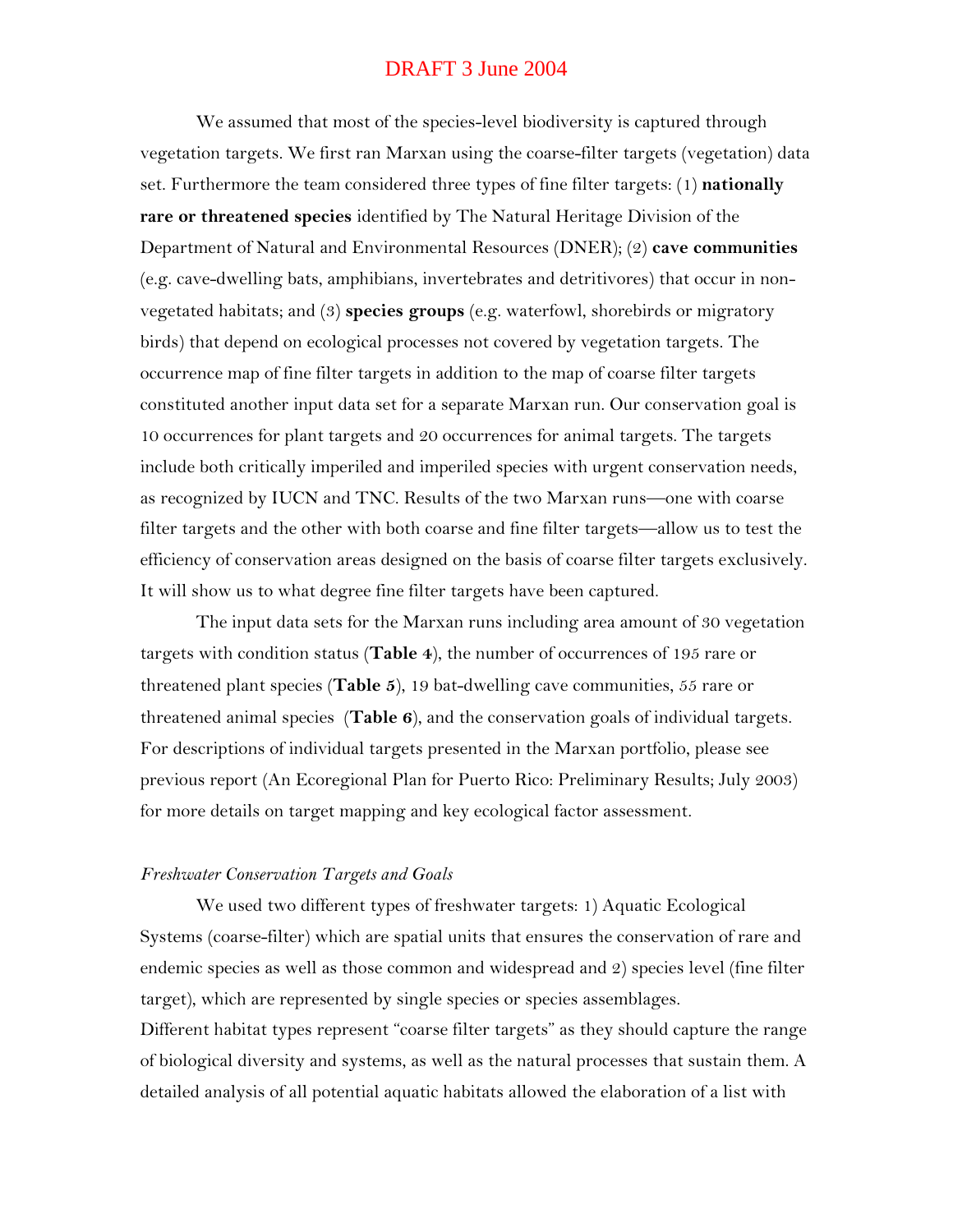We assumed that most of the species-level biodiversity is captured through vegetation targets. We first ran Marxan using the coarse-filter targets (vegetation) data set. Furthermore the team considered three types of fine filter targets: (1) **nationally rare or threatened species** identified by The Natural Heritage Division of the Department of Natural and Environmental Resources (DNER); (2) **cave communities** (e.g. cave-dwelling bats, amphibians, invertebrates and detritivores) that occur in non-vegetated habitats; and (3) **species groups** (e.g. waterfowl, shorebirds or migratory birds) that depend on ecological processes not covered by vegetation targets. The occurrence map of fine filter targets in addition to the map of coarse filter targets constituted another input data set for a separate Marxan run. Our conservation goal is 10 occurrences for plant targets and 20 occurrences for animal targets. The targets include both critically imperiled and imperiled species with urgent conservation needs, as recognized by IUCN and TNC. Results of the two Marxan runs—one with coarse filter targets and the other with both coarse and fine filter targets—allow us to test the efficiency of conservation areas designed on the basis of coarse filter targets exclusively. It will show us to what degree fine filter targets have been captured.

The input data sets for the Marxan runs including area amount of 30 vegetation targets with condition status (**Table 4**), the number of occurrences of 195 rare or threatened plant species (**Table 5**), 19 bat-dwelling cave communities, 55 rare or threatened animal species (**Table 6**), and the conservation goals of individual targets. For descriptions of individual targets presented in the Marxan portfolio, please see previous report (An Ecoregional Plan for Puerto Rico: Preliminary Results; July 2003) for more details on target mapping and key ecological factor assessment.

*Freshwater Conservation Targets and Goals*

We used two different types of freshwater targets: 1) Aquatic Ecological Systems (coarse-filter) which are spatial units that ensures the conservation of rare and endemic species as well as those common and widespread and 2) species level (fine filter target), which are represented by single species or species assemblages.

Different habitat types represent "coarse filter targets" as they should capture the range of biological diversity and systems, as well as the natural processes that sustain them. A detailed analysis of all potential aquatic habitats allowed the elaboration of a list with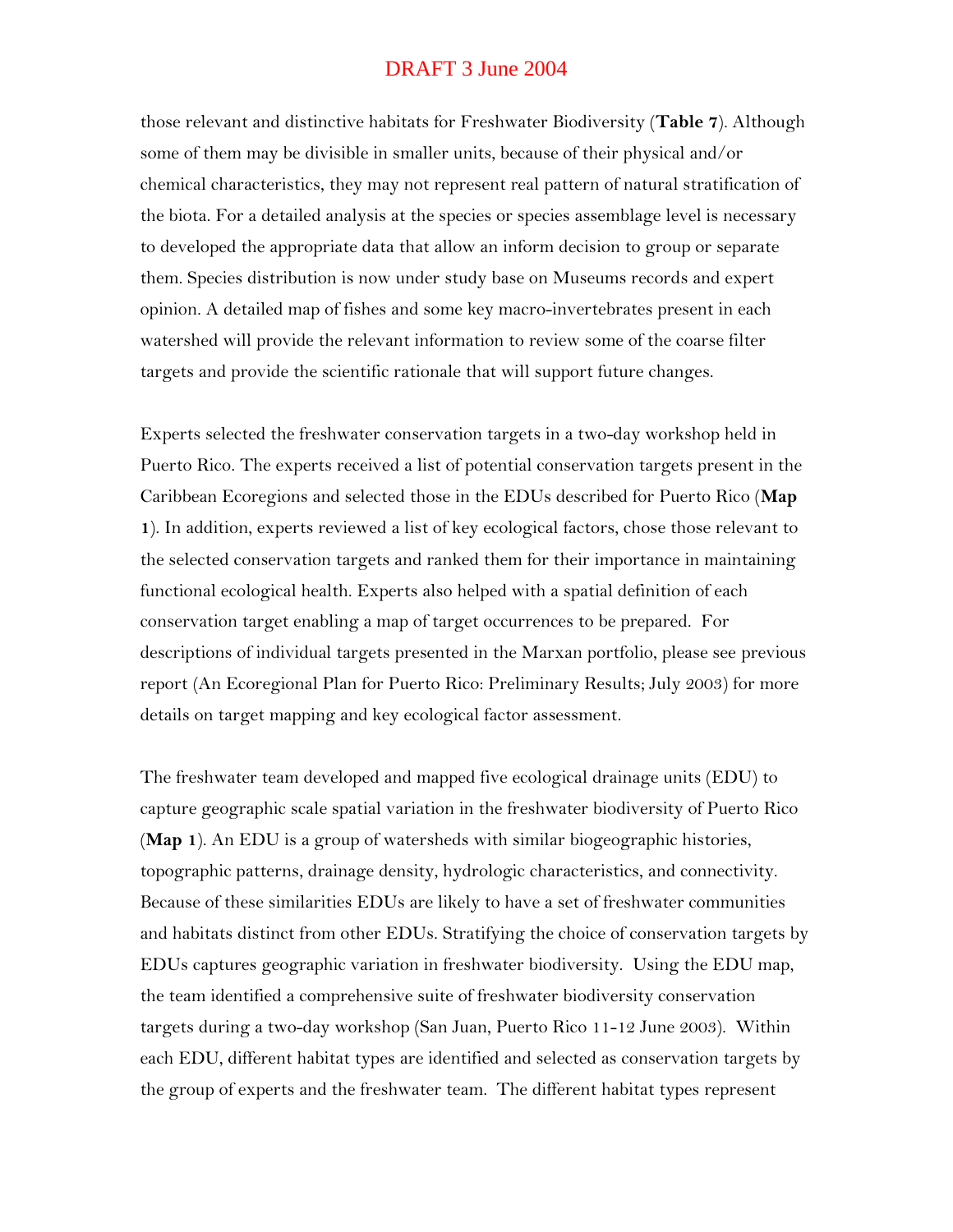those relevant and distinctive habitats for Freshwater Biodiversity (**Table 7**). Although some of them may be divisible in smaller units, because of their physical and/or chemical characteristics, they may not represent real pattern of natural stratification of the biota. For a detailed analysis at the species or species assemblage level is necessary to developed the appropriate data that allow an inform decision to group or separate them. Species distribution is now under study base on Museums records and expert opinion. A detailed map of fishes and some key macro-invertebrates present in each watershed will provide the relevant information to review some of the coarse filter targets and provide the scientific rationale that will support future changes.

Experts selected the freshwater conservation targets in a two-day workshop held in Puerto Rico. The experts received a list of potential conservation targets present in the Caribbean Ecoregions and selected those in the EDUs described for Puerto Rico (**Map 1**). In addition, experts reviewed a list of key ecological factors, chose those relevant to the selected conservation targets and ranked them for their importance in maintaining functional ecological health. Experts also helped with a spatial definition of each conservation target enabling a map of target occurrences to be prepared. For descriptions of individual targets presented in the Marxan portfolio, please see previous report (An Ecoregional Plan for Puerto Rico: Preliminary Results; July 2003) for more details on target mapping and key ecological factor assessment.

The freshwater team developed and mapped five ecological drainage units (EDU) to capture geographic scale spatial variation in the freshwater biodiversity of Puerto Rico (**Map 1**). An EDU is a group of watersheds with similar biogeographic histories, topographic patterns, drainage density, hydrologic characteristics, and connectivity. Because of these similarities EDUs are likely to have a set of freshwater communities and habitats distinct from other EDUs. Stratifying the choice of conservation targets by EDUs captures geographic variation in freshwater biodiversity. Using the EDU map, the team identified a comprehensive suite of freshwater biodiversity conservation targets during a two-day workshop (San Juan, Puerto Rico 11-12 June 2003). Within each EDU, different habitat types are identified and selected as conservation targets by the group of experts and the freshwater team. The different habitat types represent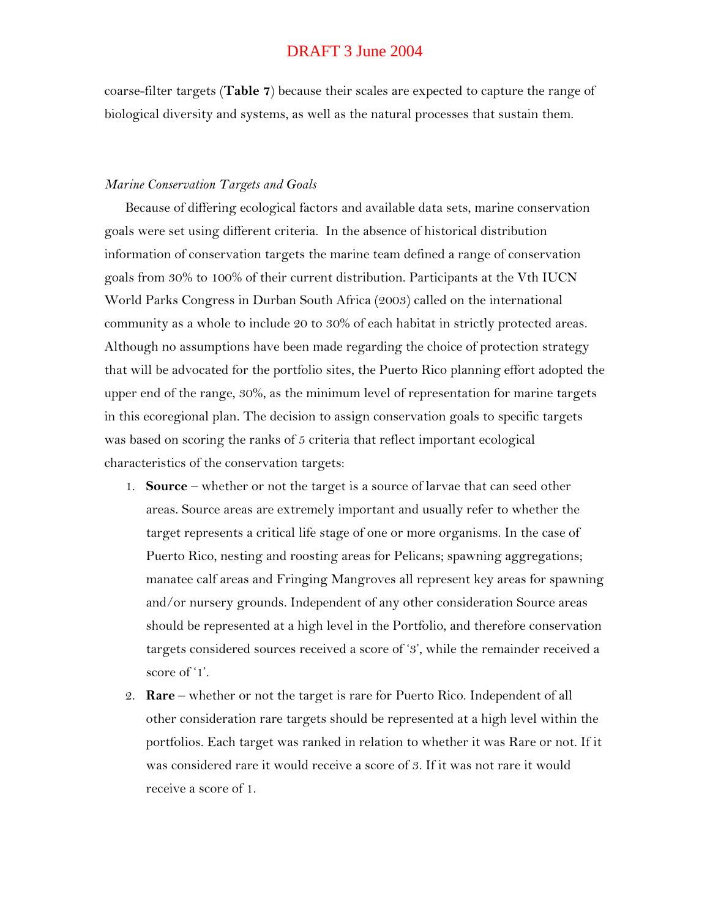coarse-filter targets (**Table 7**) because their scales are expected to capture the range of biological diversity and systems, as well as the natural processes that sustain them.

*Marine Conservation Targets and Goals*

Because of differing ecological factors and available data sets, marine conservation goals were set using different criteria. In the absence of historical distribution information of conservation targets the marine team defined a range of conservation goals from 30% to 100% of their current distribution. Participants at the Vth IUCN World Parks Congress in Durban South Africa (2003) called on the international community as a whole to include 20 to 30% of each habitat in strictly protected areas. Although no assumptions have been made regarding the choice of protection strategy that will be advocated for the portfolio sites, the Puerto Rico planning effort adopted the upper end of the range, 30%, as the minimum level of representation for marine targets in this ecoregional plan. The decision to assign conservation goals to specific targets was based on scoring the ranks of 5 criteria that reflect important ecological characteristics of the conservation targets:

1. **Source** – whether or not the target is a source of larvae that can seed other areas. Source areas are extremely important and usually refer to whether the target represents a critical life stage of one or more organisms. In the case of Puerto Rico, nesting and roosting areas for Pelicans; spawning aggregations; manatee calf areas and Fringing Mangroves all represent key areas for spawning and/or nursery grounds. Independent of any other consideration Source areas should be represented at a high level in the Portfolio, and therefore conservation targets considered sources received a score of '3', while the remainder received a score of '1'.
2. **Rare** – whether or not the target is rare for Puerto Rico. Independent of all other consideration rare targets should be represented at a high level within the portfolios. Each target was ranked in relation to whether it was Rare or not. If it was considered rare it would receive a score of 3. If it was not rare it would receive a score of 1.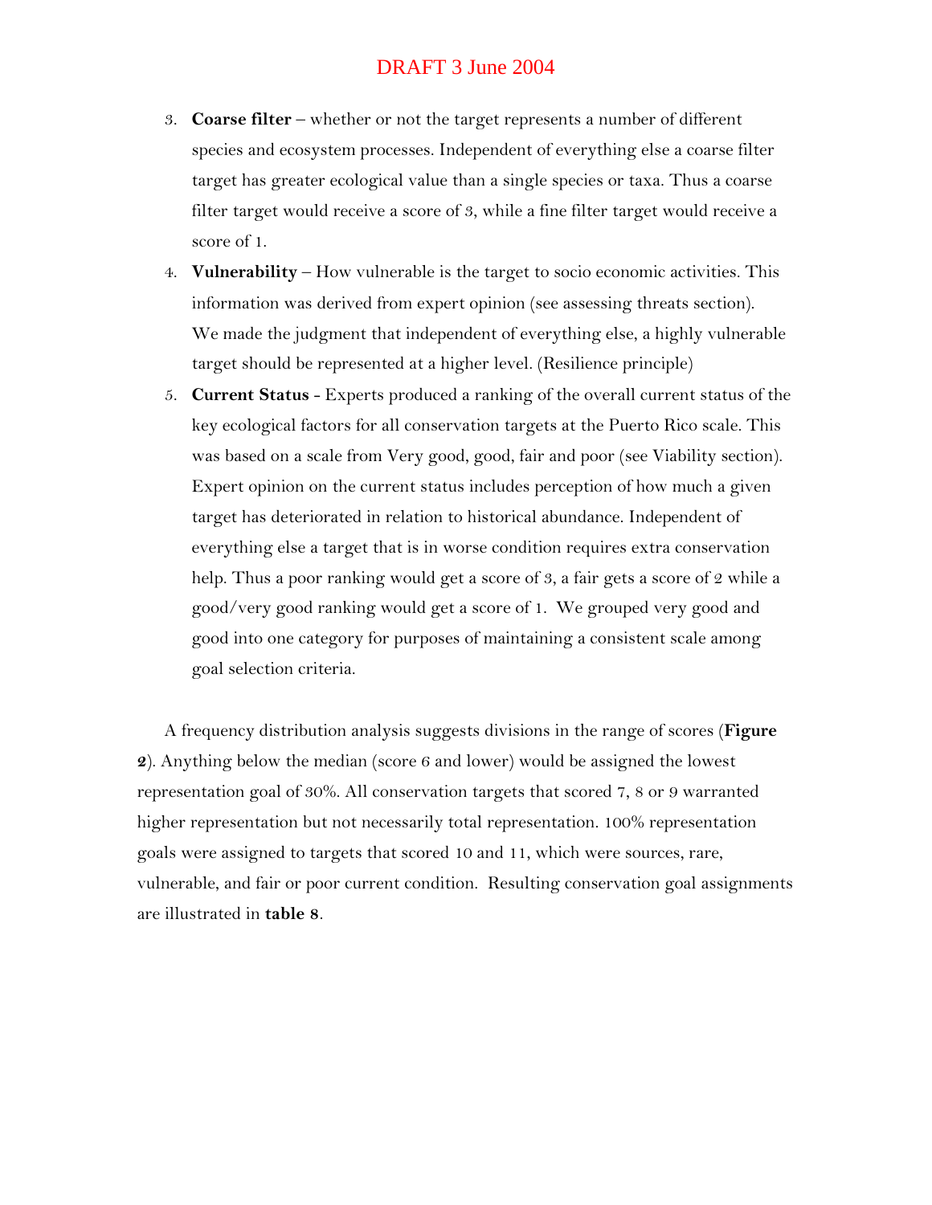DRAFT 3 June 2004

3. **Coarse filter** – whether or not the target represents a number of different species and ecosystem processes. Independent of everything else a coarse filter target has greater ecological value than a single species or taxa. Thus a coarse filter target would receive a score of 3, while a fine filter target would receive a score of 1.
4. **Vulnerability** – How vulnerable is the target to socio economic activities. This information was derived from expert opinion (see assessing threats section). We made the judgment that independent of everything else, a highly vulnerable target should be represented at a higher level. (Resilience principle)
5. **Current Status** - Experts produced a ranking of the overall current status of the key ecological factors for all conservation targets at the Puerto Rico scale. This was based on a scale from Very good, good, fair and poor (see Viability section). Expert opinion on the current status includes perception of how much a given target has deteriorated in relation to historical abundance. Independent of everything else a target that is in worse condition requires extra conservation help. Thus a poor ranking would get a score of 3, a fair gets a score of 2 while a good/very good ranking would get a score of 1. We grouped very good and good into one category for purposes of maintaining a consistent scale among goal selection criteria.

A frequency distribution analysis suggests divisions in the range of scores (**Figure 2**). Anything below the median (score 6 and lower) would be assigned the lowest representation goal of 30%. All conservation targets that scored 7, 8 or 9 warranted higher representation but not necessarily total representation. 100% representation goals were assigned to targets that scored 10 and 11, which were sources, rare, vulnerable, and fair or poor current condition. Resulting conservation goal assignments are illustrated in **table 8**.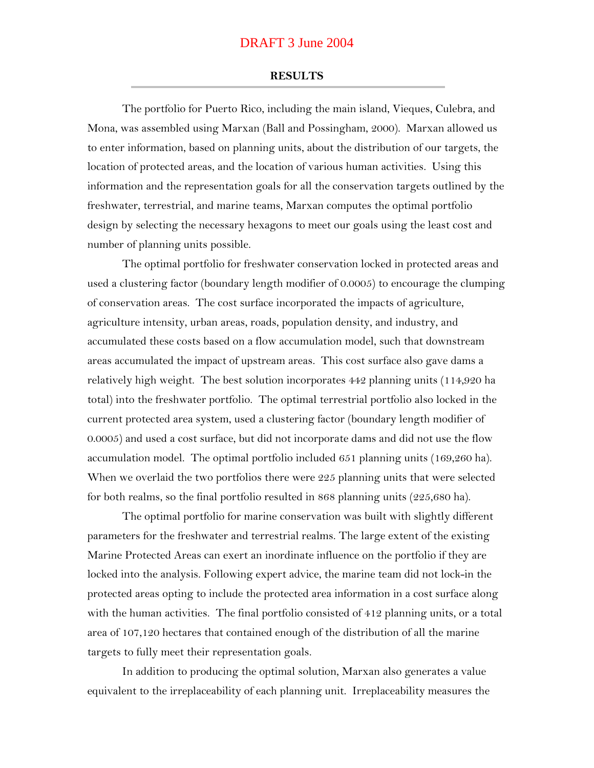## RESULTS

The portfolio for Puerto Rico, including the main island, Vieques, Culebra, and Mona, was assembled using Marxan (Ball and Possingham, 2000). Marxan allowed us to enter information, based on planning units, about the distribution of our targets, the location of protected areas, and the location of various human activities. Using this information and the representation goals for all the conservation targets outlined by the freshwater, terrestrial, and marine teams, Marxan computes the optimal portfolio design by selecting the necessary hexagons to meet our goals using the least cost and number of planning units possible.

The optimal portfolio for freshwater conservation locked in protected areas and used a clustering factor (boundary length modifier of 0.0005) to encourage the clumping of conservation areas. The cost surface incorporated the impacts of agriculture, agriculture intensity, urban areas, roads, population density, and industry, and accumulated these costs based on a flow accumulation model, such that downstream areas accumulated the impact of upstream areas. This cost surface also gave dams a relatively high weight. The best solution incorporates 442 planning units (114,920 ha total) into the freshwater portfolio. The optimal terrestrial portfolio also locked in the current protected area system, used a clustering factor (boundary length modifier of 0.0005) and used a cost surface, but did not incorporate dams and did not use the flow accumulation model. The optimal portfolio included 651 planning units (169,260 ha). When we overlaid the two portfolios there were 225 planning units that were selected for both realms, so the final portfolio resulted in 868 planning units (225,680 ha).

The optimal portfolio for marine conservation was built with slightly different parameters for the freshwater and terrestrial realms. The large extent of the existing Marine Protected Areas can exert an inordinate influence on the portfolio if they are locked into the analysis. Following expert advice, the marine team did not lock-in the protected areas opting to include the protected area information in a cost surface along with the human activities. The final portfolio consisted of 412 planning units, or a total area of 107,120 hectares that contained enough of the distribution of all the marine targets to fully meet their representation goals.

In addition to producing the optimal solution, Marxan also generates a value equivalent to the irreplaceability of each planning unit. Irreplaceability measures the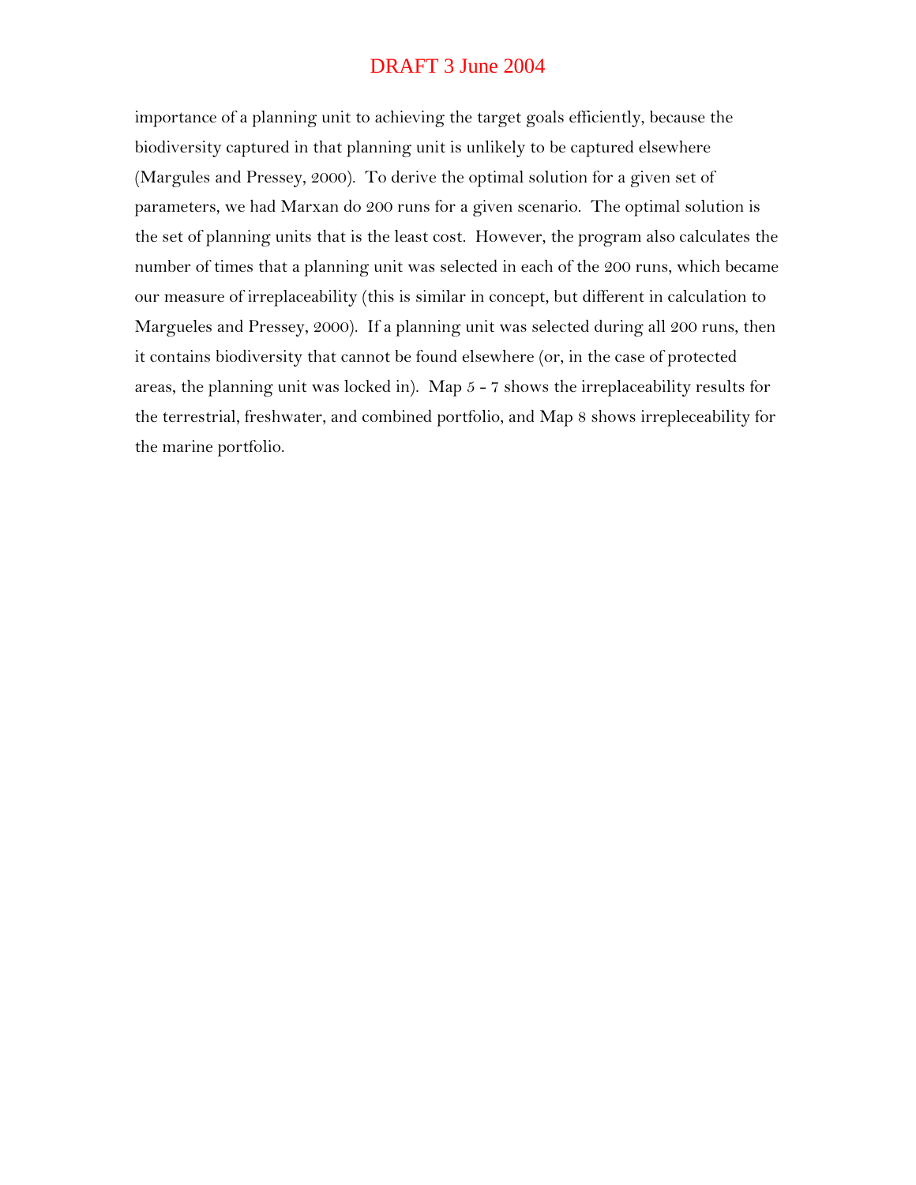importance of a planning unit to achieving the target goals efficiently, because the biodiversity captured in that planning unit is unlikely to be captured elsewhere (Margules and Pressey, 2000). To derive the optimal solution for a given set of parameters, we had Marxan do 200 runs for a given scenario. The optimal solution is the set of planning units that is the least cost. However, the program also calculates the number of times that a planning unit was selected in each of the 200 runs, which became our measure of irreplaceability (this is similar in concept, but different in calculation to Margueles and Pressey, 2000). If a planning unit was selected during all 200 runs, then it contains biodiversity that cannot be found elsewhere (or, in the case of protected areas, the planning unit was locked in). Map 5 - 7 shows the irreplaceability results for the terrestrial, freshwater, and combined portfolio, and Map 8 shows irrepleceability for the marine portfolio.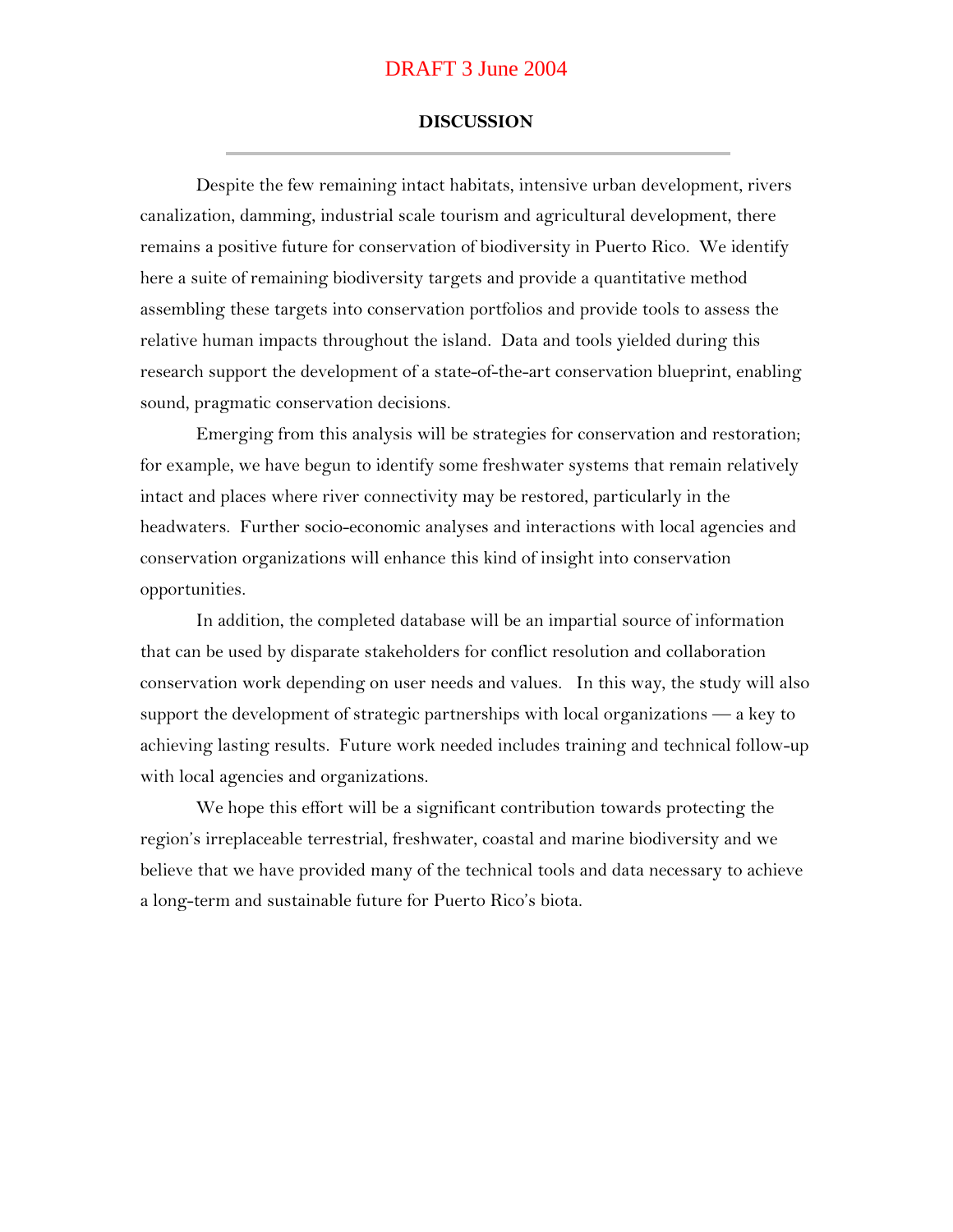DRAFT 3 June 2004

## DISCUSSION

Despite the few remaining intact habitats, intensive urban development, rivers canalization, damming, industrial scale tourism and agricultural development, there remains a positive future for conservation of biodiversity in Puerto Rico. We identify here a suite of remaining biodiversity targets and provide a quantitative method assembling these targets into conservation portfolios and provide tools to assess the relative human impacts throughout the island. Data and tools yielded during this research support the development of a state-of-the-art conservation blueprint, enabling sound, pragmatic conservation decisions.

Emerging from this analysis will be strategies for conservation and restoration; for example, we have begun to identify some freshwater systems that remain relatively intact and places where river connectivity may be restored, particularly in the headwaters. Further socio-economic analyses and interactions with local agencies and conservation organizations will enhance this kind of insight into conservation opportunities.

In addition, the completed database will be an impartial source of information that can be used by disparate stakeholders for conflict resolution and collaboration conservation work depending on user needs and values. In this way, the study will also support the development of strategic partnerships with local organizations — a key to achieving lasting results. Future work needed includes training and technical follow-up with local agencies and organizations.

We hope this effort will be a significant contribution towards protecting the region's irreplaceable terrestrial, freshwater, coastal and marine biodiversity and we believe that we have provided many of the technical tools and data necessary to achieve a long-term and sustainable future for Puerto Rico's biota.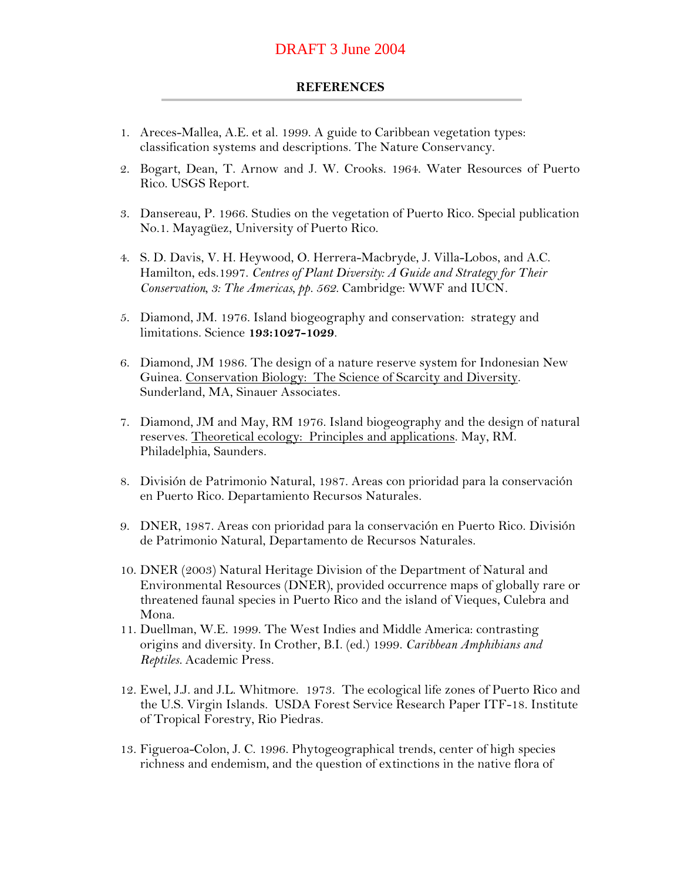DRAFT 3 June 2004

## REFERENCES

1. Areces-Mallea, A.E. et al. 1999. A guide to Caribbean vegetation types: classification systems and descriptions. The Nature Conservancy.

2. Bogart, Dean, T. Arnow and J. W. Crooks. 1964. Water Resources of Puerto Rico. USGS Report.

3. Dansereau, P. 1966. Studies on the vegetation of Puerto Rico. Special publication No.1. Mayagüez, University of Puerto Rico.

4. S. D. Davis, V. H. Heywood, O. Herrera-Macbryde, J. Villa-Lobos, and A.C. Hamilton, eds.1997. *Centres of Plant Diversity: A Guide and Strategy for Their Conservation, 3: The Americas, pp. 562.* Cambridge: WWF and IUCN.

5. Diamond, JM. 1976. Island biogeography and conservation: strategy and limitations. Science **193:1027-1029**.

6. Diamond, JM 1986. The design of a nature reserve system for Indonesian New Guinea. Conservation Biology: The Science of Scarcity and Diversity. Sunderland, MA, Sinauer Associates.

7. Diamond, JM and May, RM 1976. Island biogeography and the design of natural reserves. Theoretical ecology: Principles and applications. May, RM. Philadelphia, Saunders.

8. División de Patrimonio Natural, 1987. Areas con prioridad para la conservación en Puerto Rico. Departamiento Recursos Naturales.

9. DNER, 1987. Areas con prioridad para la conservación en Puerto Rico. División de Patrimonio Natural, Departamento de Recursos Naturales.

10. DNER (2003) Natural Heritage Division of the Department of Natural and Environmental Resources (DNER), provided occurrence maps of globally rare or threatened faunal species in Puerto Rico and the island of Vieques, Culebra and Mona.

11. Duellman, W.E. 1999. The West Indies and Middle America: contrasting origins and diversity. In Crother, B.I. (ed.) 1999. *Caribbean Amphibians and Reptiles.* Academic Press.

12. Ewel, J.J. and J.L. Whitmore. 1973. The ecological life zones of Puerto Rico and the U.S. Virgin Islands. USDA Forest Service Research Paper ITF-18. Institute of Tropical Forestry, Rio Piedras.

13. Figueroa-Colon, J. C. 1996. Phytogeographical trends, center of high species richness and endemism, and the question of extinctions in the native flora of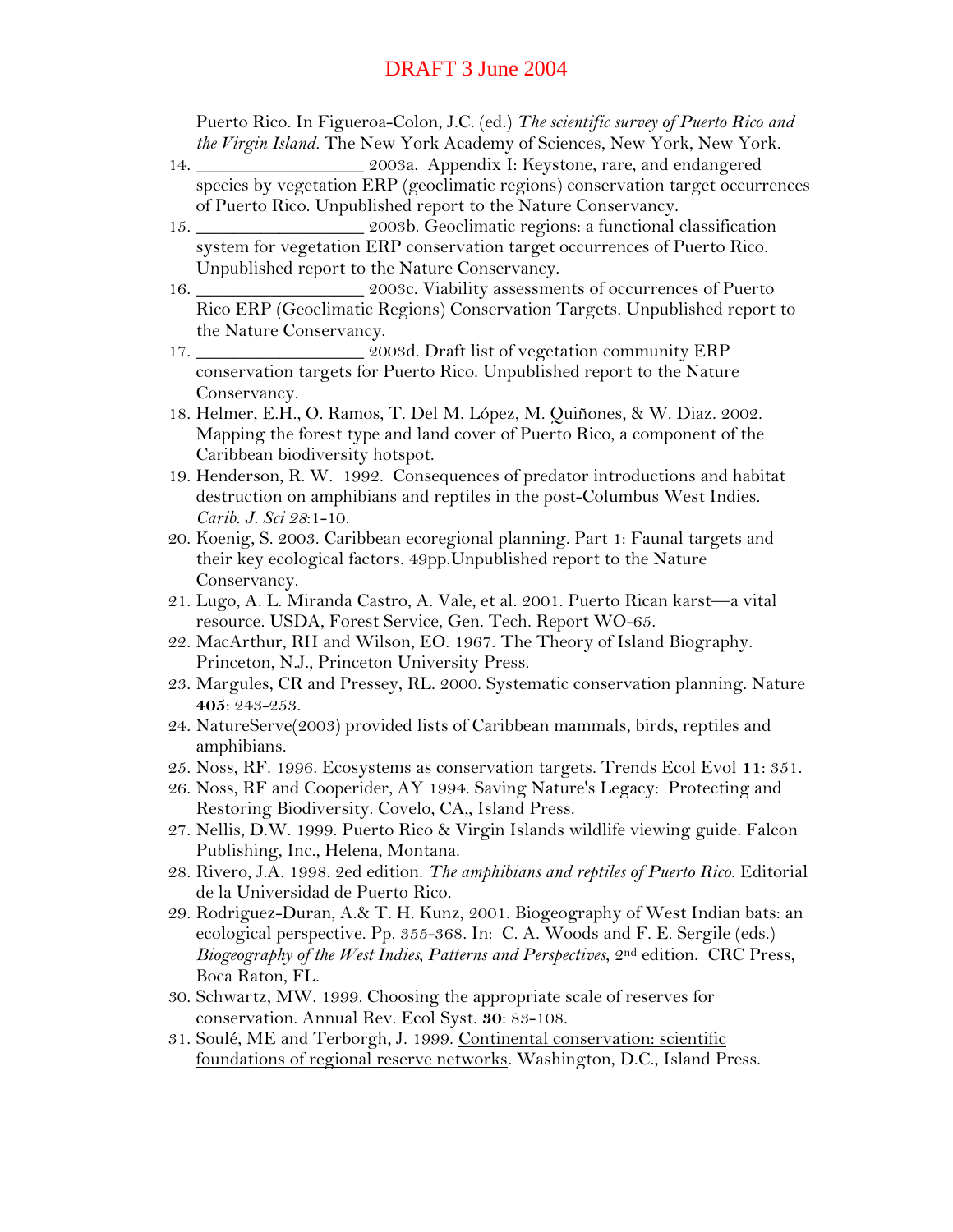Puerto Rico. In Figueroa-Colon, J.C. (ed.) *The scientific survey of Puerto Rico and the Virgin Island.* The New York Academy of Sciences, New York, New York.

14. _________________ 2003a. Appendix I: Keystone, rare, and endangered species by vegetation ERP (geoclimatic regions) conservation target occurrences of Puerto Rico. Unpublished report to the Nature Conservancy.
15. _________________ 2003b. Geoclimatic regions: a functional classification system for vegetation ERP conservation target occurrences of Puerto Rico. Unpublished report to the Nature Conservancy.
16. _________________ 2003c. Viability assessments of occurrences of Puerto Rico ERP (Geoclimatic Regions) Conservation Targets. Unpublished report to the Nature Conservancy.
17. _________________ 2003d. Draft list of vegetation community ERP conservation targets for Puerto Rico. Unpublished report to the Nature Conservancy.
18. Helmer, E.H., O. Ramos, T. Del M. López, M. Quiñones, & W. Diaz. 2002. Mapping the forest type and land cover of Puerto Rico, a component of the Caribbean biodiversity hotspot.
19. Henderson, R. W. 1992. Consequences of predator introductions and habitat destruction on amphibians and reptiles in the post-Columbus West Indies. *Carib. J. Sci 28*:1-10.
20. Koenig, S. 2003. Caribbean ecoregional planning. Part 1: Faunal targets and their key ecological factors. 49pp.Unpublished report to the Nature Conservancy.
21. Lugo, A. L. Miranda Castro, A. Vale, et al. 2001. Puerto Rican karst—a vital resource. USDA, Forest Service, Gen. Tech. Report WO-65.
22. MacArthur, RH and Wilson, EO. 1967. The Theory of Island Biography. Princeton, N.J., Princeton University Press.
23. Margules, CR and Pressey, RL. 2000. Systematic conservation planning. Nature **405**: 243-253.
24. NatureServe(2003) provided lists of Caribbean mammals, birds, reptiles and amphibians.
25. Noss, RF. 1996. Ecosystems as conservation targets. Trends Ecol Evol **11**: 351.
26. Noss, RF and Cooperider, AY 1994. Saving Nature's Legacy: Protecting and Restoring Biodiversity. Covelo, CA,, Island Press.
27. Nellis, D.W. 1999. Puerto Rico & Virgin Islands wildlife viewing guide. Falcon Publishing, Inc., Helena, Montana.
28. Rivero, J.A. 1998. 2ed edition. *The amphibians and reptiles of Puerto Rico.* Editorial de la Universidad de Puerto Rico.
29. Rodriguez-Duran, A.& T. H. Kunz, 2001. Biogeography of West Indian bats: an ecological perspective. Pp. 355-368. In: C. A. Woods and F. E. Sergile (eds.) *Biogeography of the West Indies, Patterns and Perspectives,* 2nd edition. CRC Press, Boca Raton, FL.
30. Schwartz, MW. 1999. Choosing the appropriate scale of reserves for conservation. Annual Rev. Ecol Syst. **30**: 83-108.
31. Soulé, ME and Terborgh, J. 1999. Continental conservation: scientific foundations of regional reserve networks. Washington, D.C., Island Press.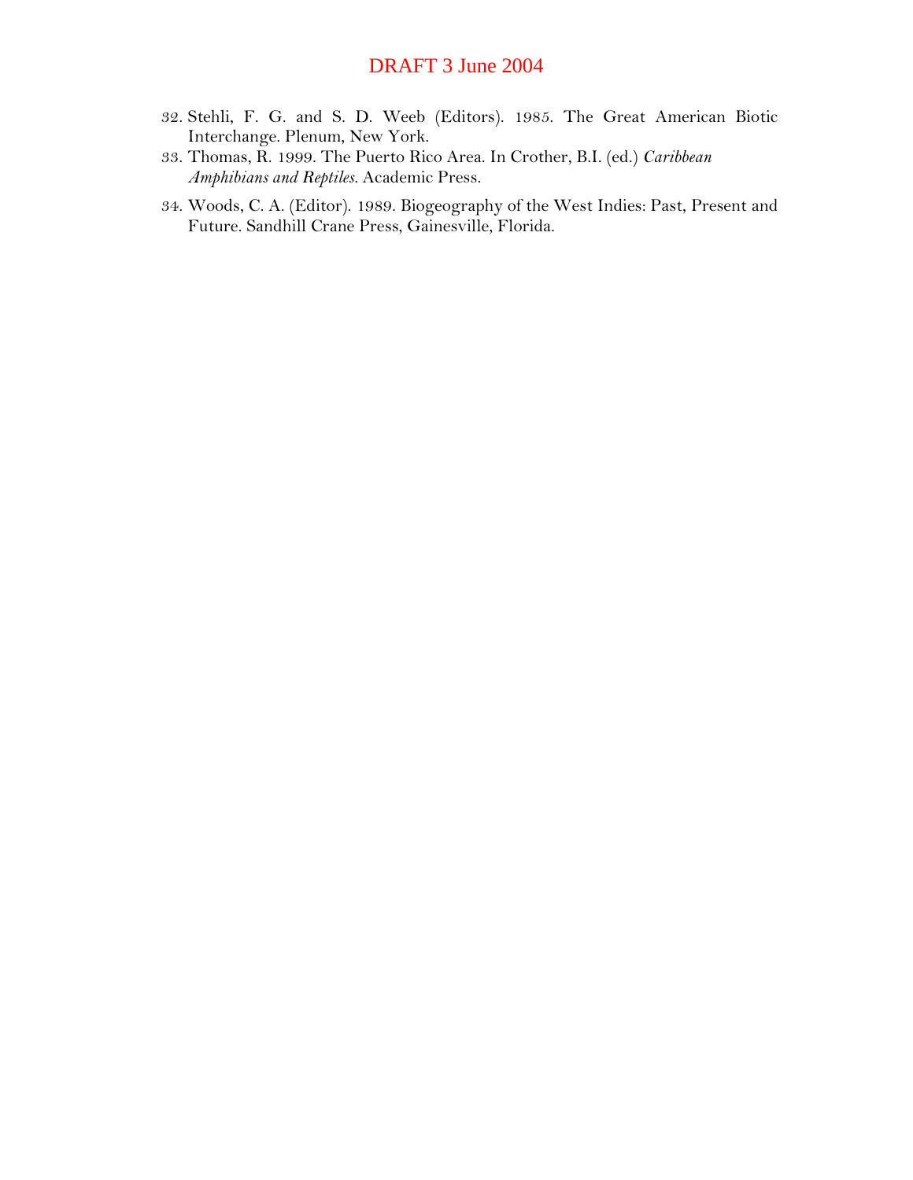32. Stehli, F. G. and S. D. Weeb (Editors). 1985. The Great American Biotic Interchange. Plenum, New York.
33. Thomas, R. 1999. The Puerto Rico Area. In Crother, B.I. (ed.) *Caribbean Amphibians and Reptiles*. Academic Press.
34. Woods, C. A. (Editor). 1989. Biogeography of the West Indies: Past, Present and Future. Sandhill Crane Press, Gainesville, Florida.